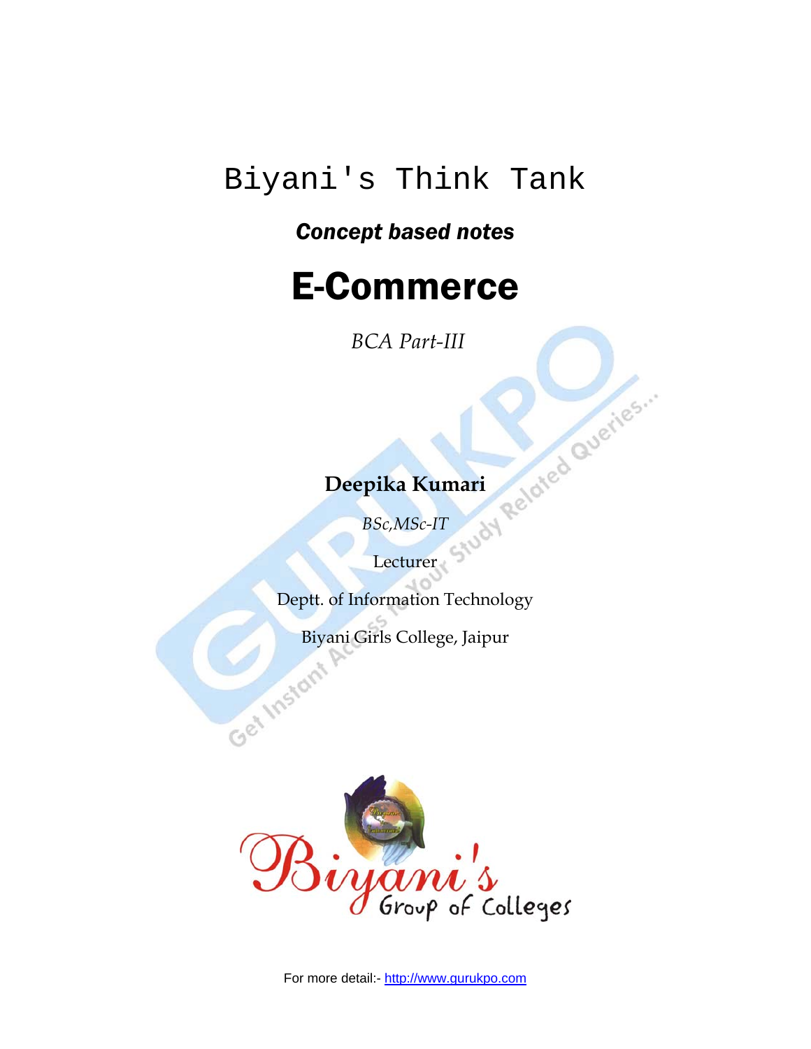# Biyani's Think Tank

***Concept based notes***

# E-Commerce

*BCA Part-III*

**Deepika Kumari**

*BSc,MSc-IT*

Lecturer

Deptt. of Information Technology

Biyani Girls College, Jaipur

For more detail:- http://www.gurukpo.com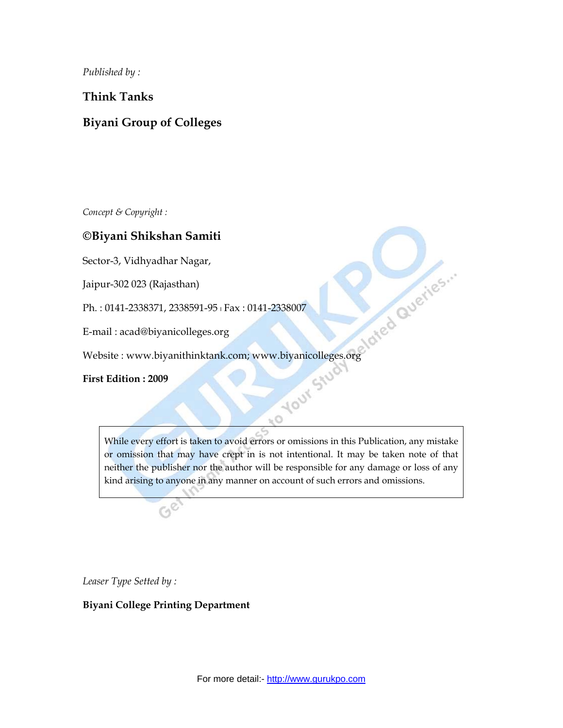*Published by :*

**Think Tanks**

**Biyani Group of Colleges**

*Concept & Copyright :*

**©Biyani Shikshan Samiti**

Sector-3, Vidhyadhar Nagar,

Jaipur-302 023 (Rajasthan)

Ph. : 0141-2338371, 2338591-95 | Fax : 0141-2338007

E-mail : acad@biyanicolleges.org

Website : www.biyanithinktank.com; www.biyanicolleges.org

**First Edition : 2009**

> While every effort is taken to avoid errors or omissions in this Publication, any mistake or omission that may have crept in is not intentional. It may be taken note of that neither the publisher nor the author will be responsible for any damage or loss of any kind arising to anyone in any manner on account of such errors and omissions.

*Leaser Type Setted by :*

**Biyani College Printing Department**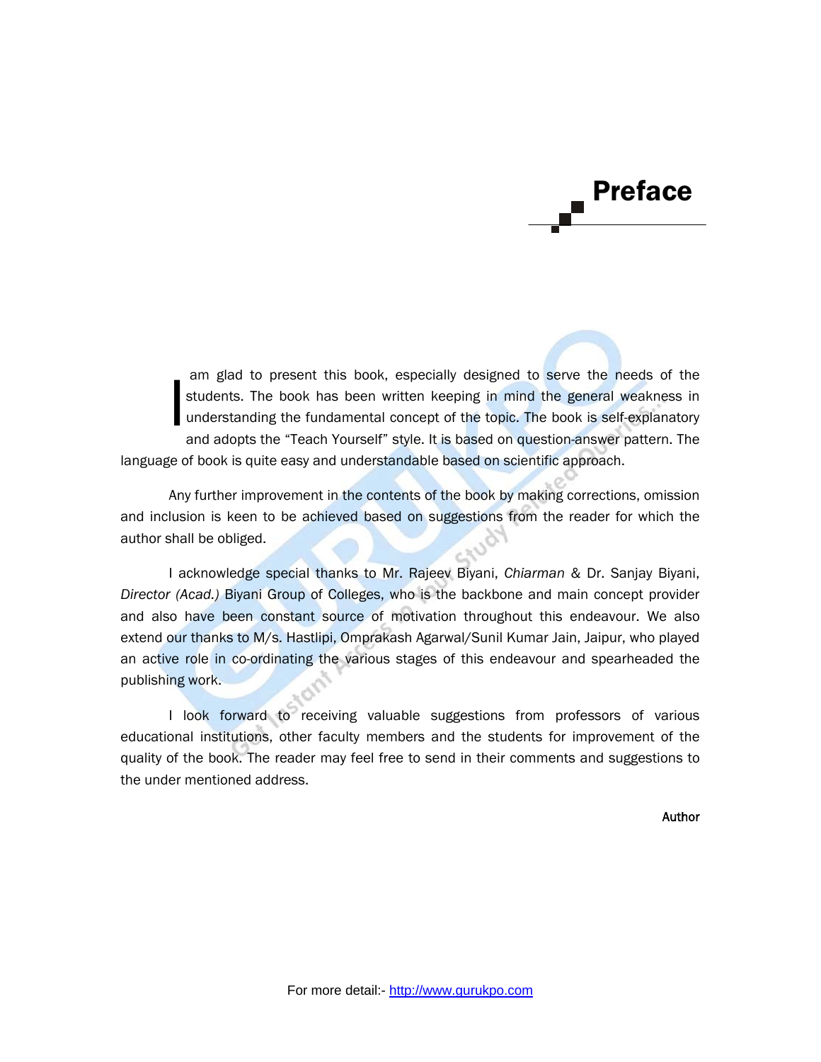# Preface

I am glad to present this book, especially designed to serve the needs of the students. The book has been written keeping in mind the general weakness in understanding the fundamental concept of the topic. The book is self-explanatory and adopts the "Teach Yourself" style. It is based on question-answer pattern. The language of book is quite easy and understandable based on scientific approach.

Any further improvement in the contents of the book by making corrections, omission and inclusion is keen to be achieved based on suggestions from the reader for which the author shall be obliged.

I acknowledge special thanks to Mr. Rajeev Biyani, *Chiarman* & Dr. Sanjay Biyani, *Director (Acad.)* Biyani Group of Colleges, who is the backbone and main concept provider and also have been constant source of motivation throughout this endeavour. We also extend our thanks to M/s. Hastlipi, Omprakash Agarwal/Sunil Kumar Jain, Jaipur, who played an active role in co-ordinating the various stages of this endeavour and spearheaded the publishing work.

I look forward to receiving valuable suggestions from professors of various educational institutions, other faculty members and the students for improvement of the quality of the book. The reader may feel free to send in their comments and suggestions to the under mentioned address.

**Author**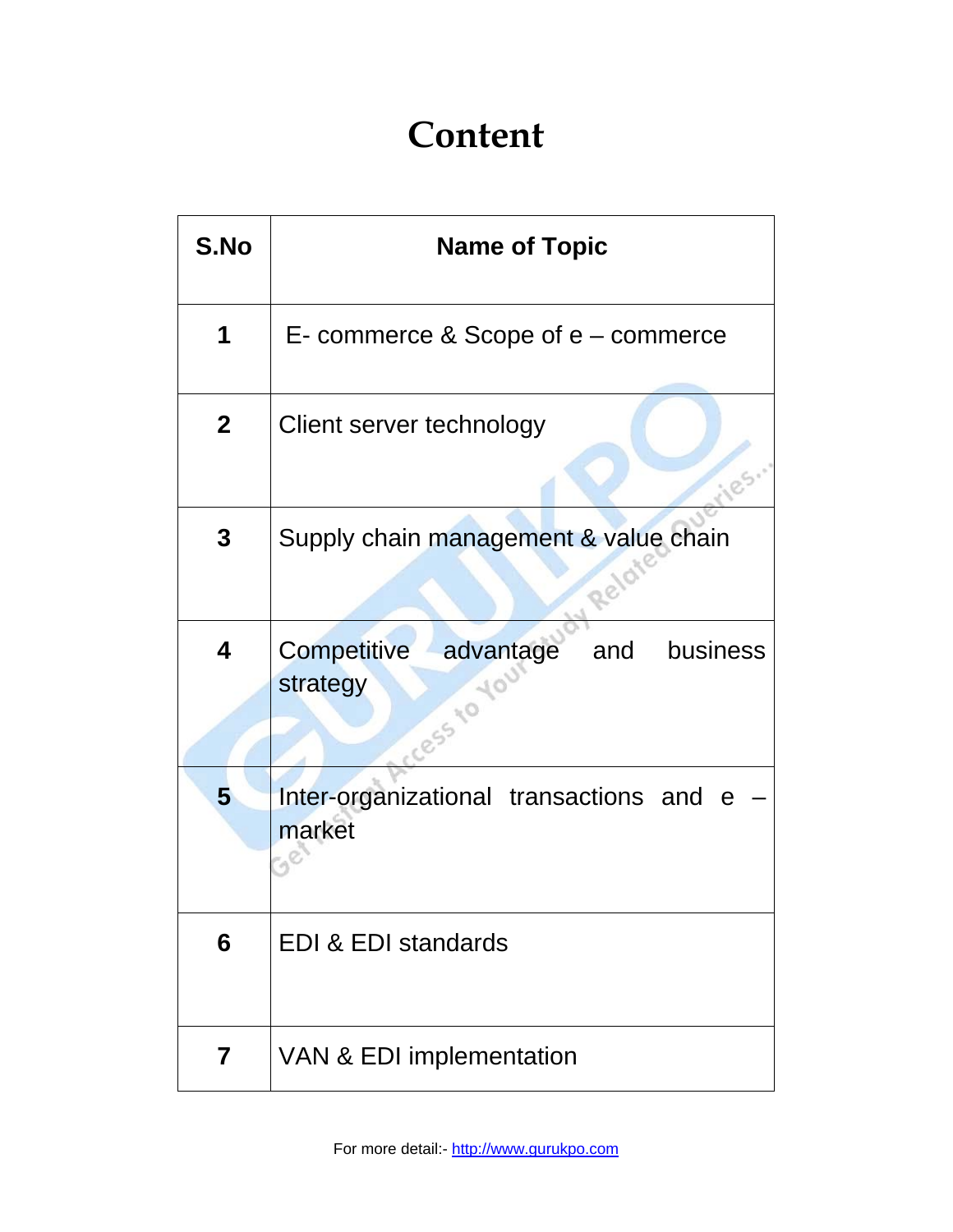# Content

| S.No | Name of Topic |
|---|---|
| 1 | E- commerce & Scope of e – commerce |
| 2 | Client server technology |
| 3 | Supply chain management & value chain |
| 4 | Competitive advantage and business strategy |
| 5 | Inter-organizational transactions and e – market |
| 6 | EDI & EDI standards |
| 7 | VAN & EDI implementation |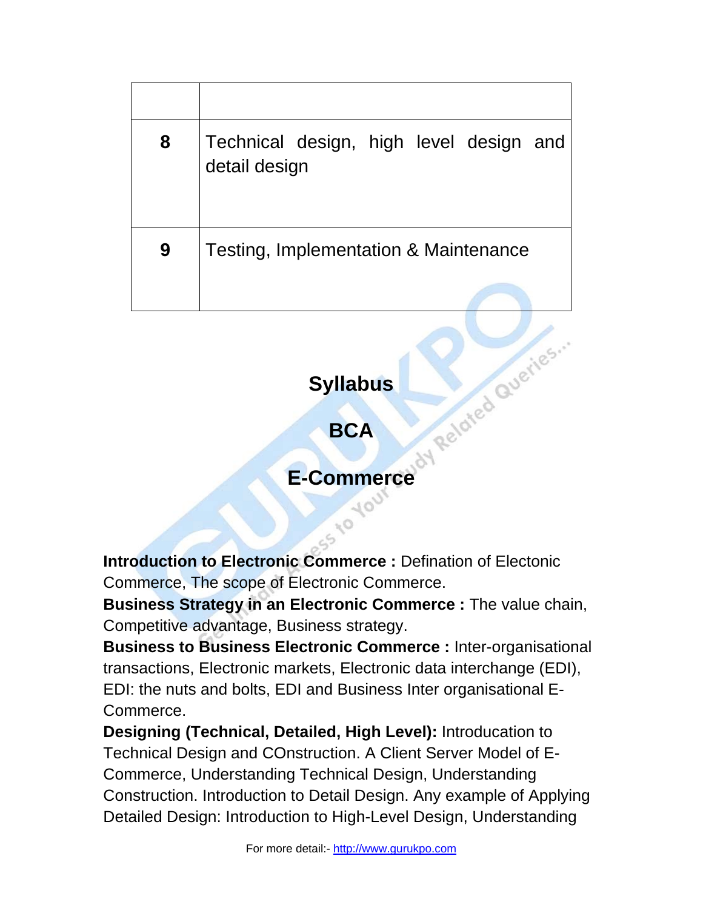| | |
|---|---|
| **8** | Technical design, high level design and detail design |
| **9** | Testing, Implementation & Maintenance |

## Syllabus

## BCA

## E-Commerce

**Introduction to Electronic Commerce :** Defination of Electonic Commerce, The scope of Electronic Commerce.
**Business Strategy in an Electronic Commerce :** The value chain, Competitive advantage, Business strategy.
**Business to Business Electronic Commerce :** Inter-organisational transactions, Electronic markets, Electronic data interchange (EDI), EDI: the nuts and bolts, EDI and Business Inter organisational E-Commerce.
**Designing (Technical, Detailed, High Level):** Introducation to Technical Design and COnstruction. A Client Server Model of E-Commerce, Understanding Technical Design, Understanding Construction. Introduction to Detail Design. Any example of Applying Detailed Design: Introduction to High-Level Design, Understanding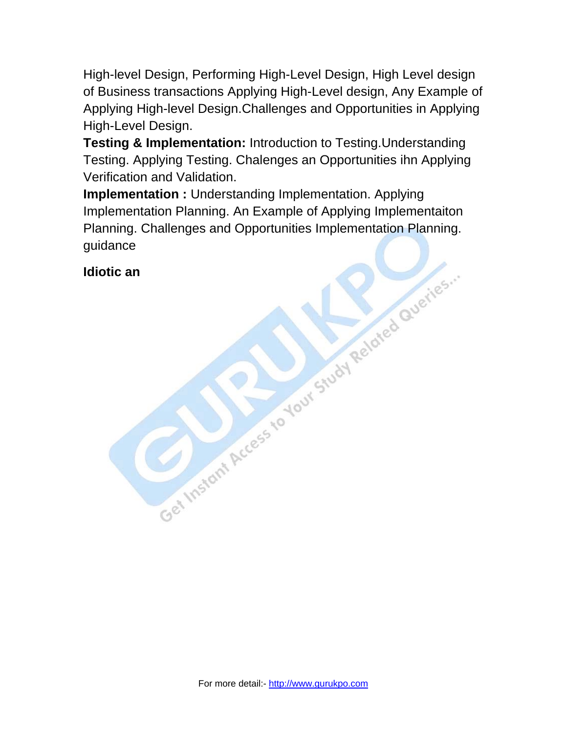High-level Design, Performing High-Level Design, High Level design of Business transactions Applying High-Level design, Any Example of Applying High-level Design.Challenges and Opportunities in Applying High-Level Design.

**Testing & Implementation:** Introduction to Testing.Understanding Testing. Applying Testing. Chalenges an Opportunities ihn Applying Verification and Validation.

**Implementation :** Understanding Implementation. Applying Implementation Planning. An Example of Applying Implementaiton Planning. Challenges and Opportunities Implementation Planning. guidance

**Idiotic an**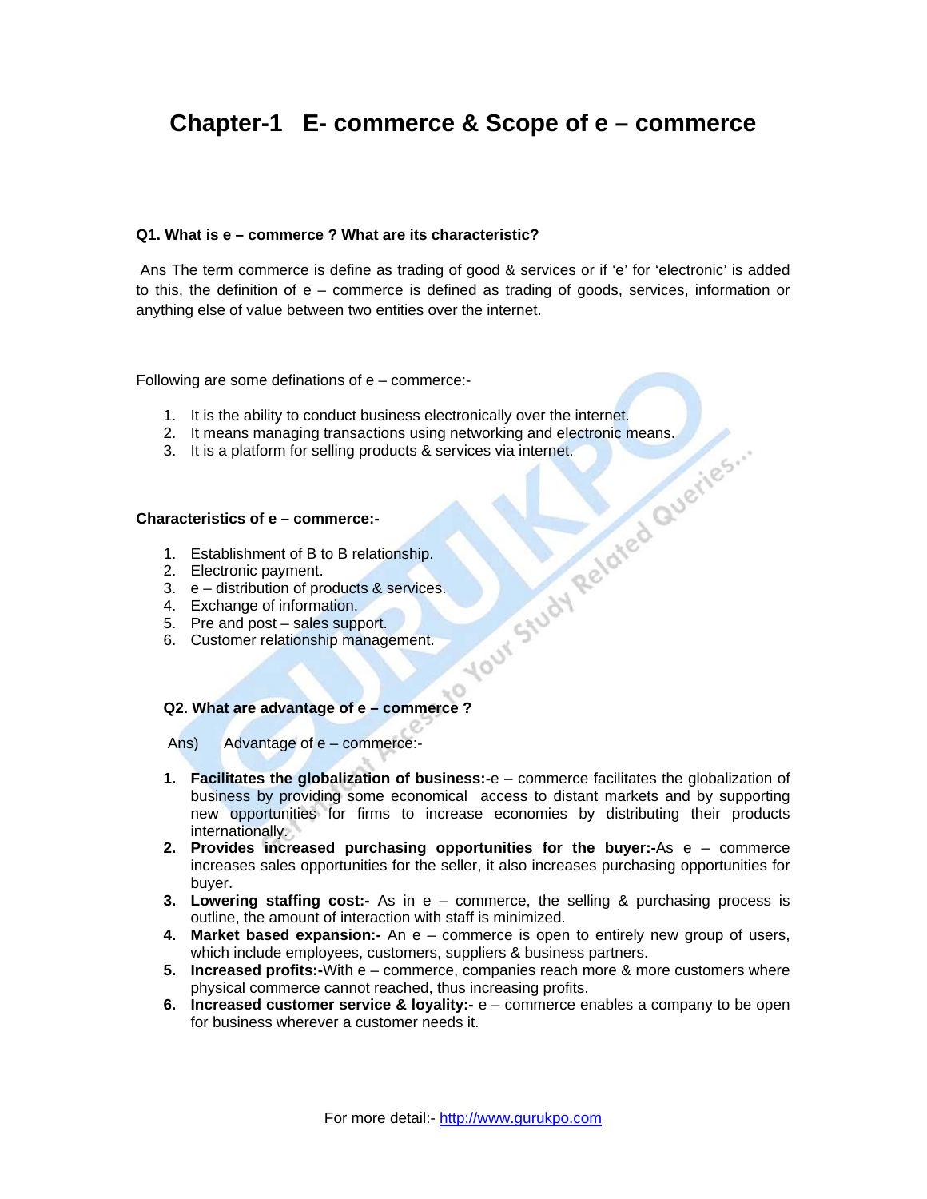# Chapter-1 E- commerce & Scope of e – commerce

**Q1. What is e – commerce ? What are its characteristic?**

Ans The term commerce is define as trading of good & services or if 'e' for 'electronic' is added to this, the definition of e – commerce is defined as trading of goods, services, information or anything else of value between two entities over the internet.

Following are some definations of e – commerce:-

1. It is the ability to conduct business electronically over the internet.
2. It means managing transactions using networking and electronic means.
3. It is a platform for selling products & services via internet.

**Characteristics of e – commerce:-**

1. Establishment of B to B relationship.
2. Electronic payment.
3. e – distribution of products & services.
4. Exchange of information.
5. Pre and post – sales support.
6. Customer relationship management.

**Q2. What are advantage of e – commerce ?**

Ans) Advantage of e – commerce:-

1. **Facilitates the globalization of business:-**e – commerce facilitates the globalization of business by providing some economical access to distant markets and by supporting new opportunities for firms to increase economies by distributing their products internationally.
2. **Provides increased purchasing opportunities for the buyer:-**As e – commerce increases sales opportunities for the seller, it also increases purchasing opportunities for buyer.
3. **Lowering staffing cost:-** As in e – commerce, the selling & purchasing process is outline, the amount of interaction with staff is minimized.
4. **Market based expansion:-** An e – commerce is open to entirely new group of users, which include employees, customers, suppliers & business partners.
5. **Increased profits:-**With e – commerce, companies reach more & more customers where physical commerce cannot reached, thus increasing profits.
6. **Increased customer service & loyality:-** e – commerce enables a company to be open for business wherever a customer needs it.

For more detail:- http://www.gurukpo.com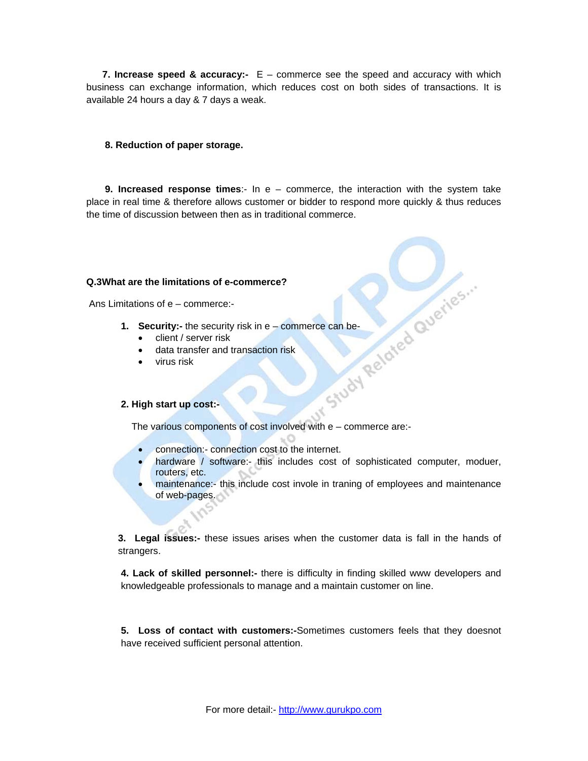**7. Increase speed & accuracy:-** E – commerce see the speed and accuracy with which business can exchange information, which reduces cost on both sides of transactions. It is available 24 hours a day & 7 days a weak.

**8. Reduction of paper storage.**

**9. Increased response times**:- In e – commerce, the interaction with the system take place in real time & therefore allows customer or bidder to respond more quickly & thus reduces the time of discussion between then as in traditional commerce.

**Q.3What are the limitations of e-commerce?**

Ans Limitations of e – commerce:-

1. **Security:-** the security risk in e – commerce can be-
   - client / server risk
   - data transfer and transaction risk
   - virus risk

2. **High start up cost:-**

   The various components of cost involved with e – commerce are:-

   - connection:- connection cost to the internet.
   - hardware / software:- this includes cost of sophisticated computer, moduer, routers, etc.
   - maintenance:- this include cost invole in traning of employees and maintenance of web-pages.

3. **Legal issues:-** these issues arises when the customer data is fall in the hands of strangers.

4. **Lack of skilled personnel:-** there is difficulty in finding skilled www developers and knowledgeable professionals to manage and a maintain customer on line.

5. **Loss of contact with customers:-**Sometimes customers feels that they doesnot have received sufficient personal attention.

For more detail:- http://www.gurukpo.com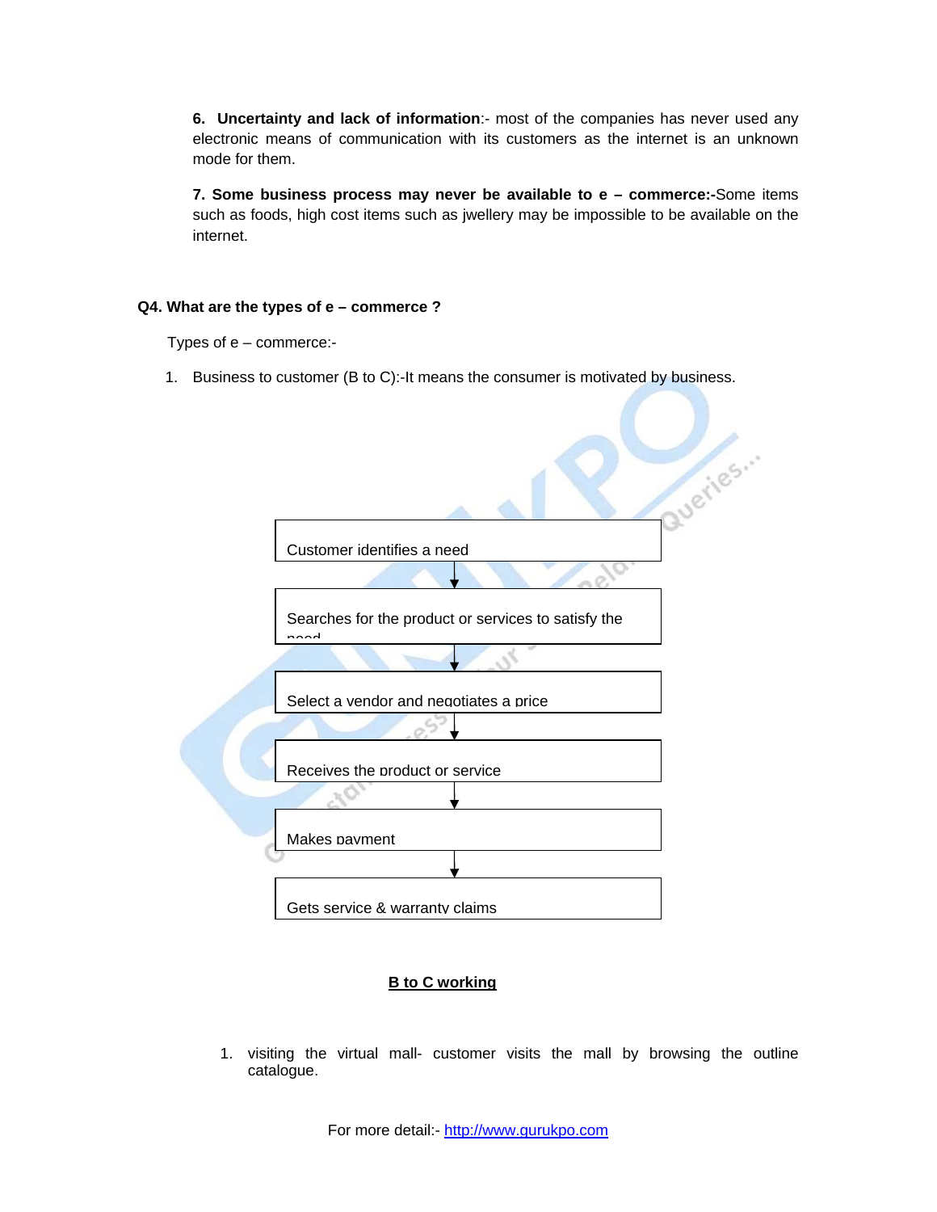**6. Uncertainty and lack of information**:- most of the companies has never used any electronic means of communication with its customers as the internet is an unknown mode for them.

**7. Some business process may never be available to e – commerce:-**Some items such as foods, high cost items such as jwellery may be impossible to be available on the internet.

**Q4. What are the types of e – commerce ?**

Types of e – commerce:-

1. Business to customer (B to C):-It means the consumer is motivated by business.

Customer identifies a need

↓

Searches for the product or services to satisfy the need

↓

Select a vendor and negotiates a price

↓

Receives the product or service

↓

Makes payment

↓

Gets service & warranty claims

**B to C working**

1. visiting the virtual mall- customer visits the mall by browsing the outline catalogue.

For more detail:- http://www.gurukpo.com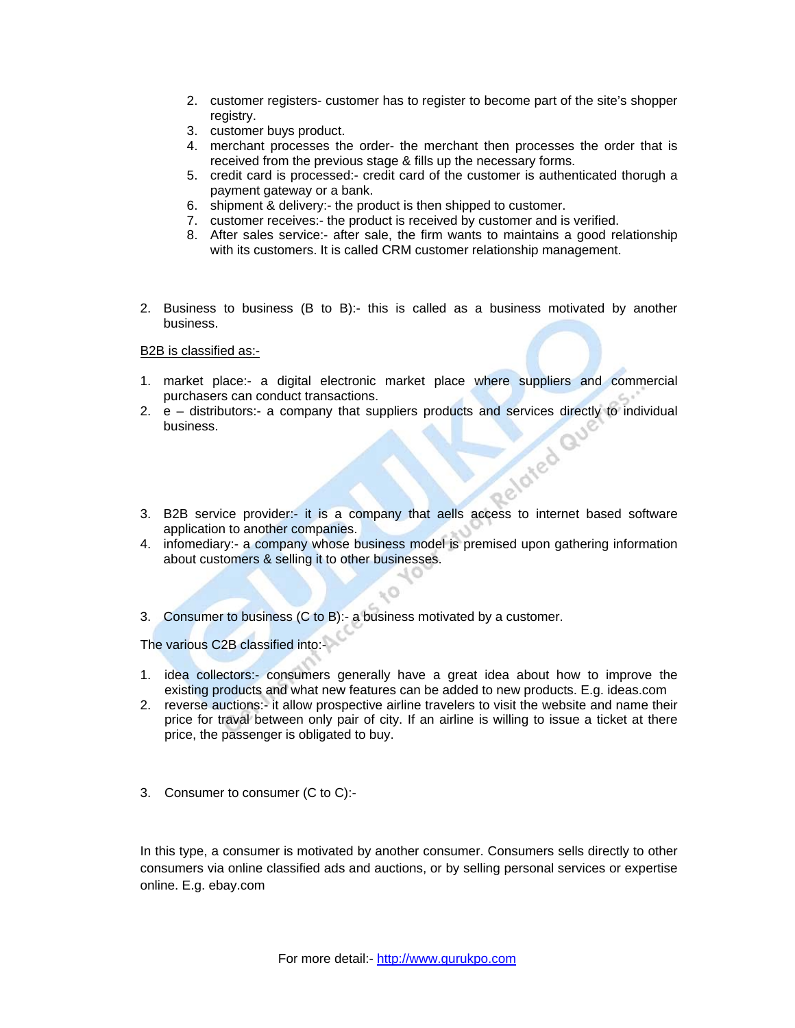2. customer registers- customer has to register to become part of the site's shopper registry.
3. customer buys product.
4. merchant processes the order- the merchant then processes the order that is received from the previous stage & fills up the necessary forms.
5. credit card is processed:- credit card of the customer is authenticated thorugh a payment gateway or a bank.
6. shipment & delivery:- the product is then shipped to customer.
7. customer receives:- the product is received by customer and is verified.
8. After sales service:- after sale, the firm wants to maintains a good relationship with its customers. It is called CRM customer relationship management.

2. Business to business (B to B):- this is called as a business motivated by another business.

<u>B2B is classified as:-</u>

1. market place:- a digital electronic market place where suppliers and commercial purchasers can conduct transactions.
2. e – distributors:- a company that suppliers products and services directly to individual business.

3. B2B service provider:- it is a company that aells access to internet based software application to another companies.
4. infomediary:- a company whose business model is premised upon gathering information about customers & selling it to other businesses.

3. Consumer to business (C to B):- a business motivated by a customer.

The various C2B classified into:-

1. idea collectors:- consumers generally have a great idea about how to improve the existing products and what new features can be added to new products. E.g. ideas.com
2. reverse auctions:- it allow prospective airline travelers to visit the website and name their price for traval between only pair of city. If an airline is willing to issue a ticket at there price, the passenger is obligated to buy.

3. Consumer to consumer (C to C):-

In this type, a consumer is motivated by another consumer. Consumers sells directly to other consumers via online classified ads and auctions, or by selling personal services or expertise online. E.g. ebay.com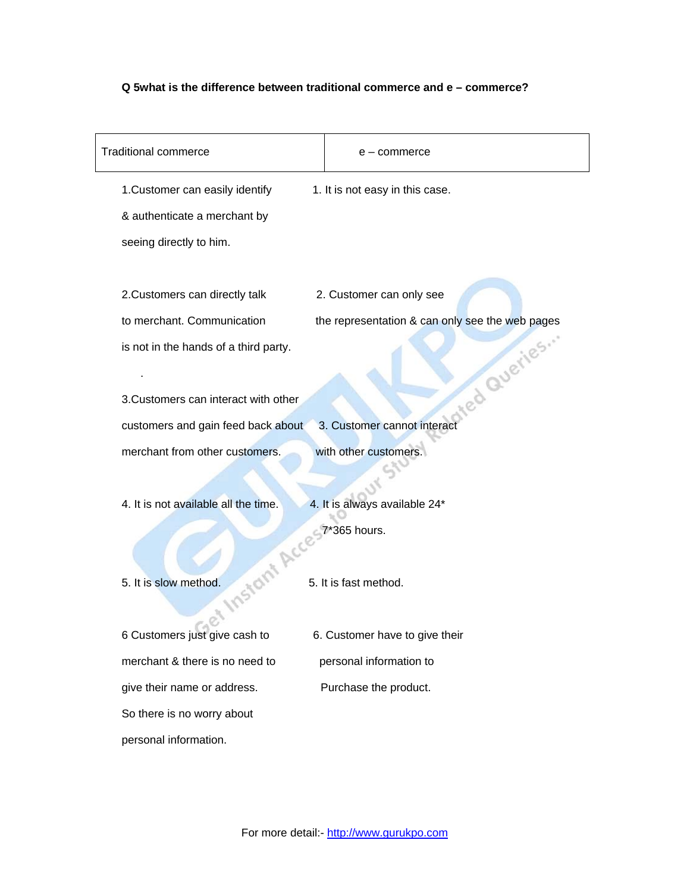**Q 5what is the difference between traditional commerce and e – commerce?**

| Traditional commerce | e – commerce |
| --- | --- |
| 1.Customer can easily identify & authenticate a merchant by seeing directly to him. | 1. It is not easy in this case. |
| 2.Customers can directly talk to merchant. Communication is not in the hands of a third party. | 2. Customer can only see the representation & can only see the web pages |
| 3.Customers can interact with other customers and gain feed back about merchant from other customers. | 3. Customer cannot interact with other customers. |
| 4. It is not available all the time. | 4. It is always available 24* 7*365 hours. |
| 5. It is slow method. | 5. It is fast method. |
| 6 Customers just give cash to merchant & there is no need to give their name or address. So there is no worry about personal information. | 6. Customer have to give their personal information to Purchase the product. |

For more detail:- http://www.gurukpo.com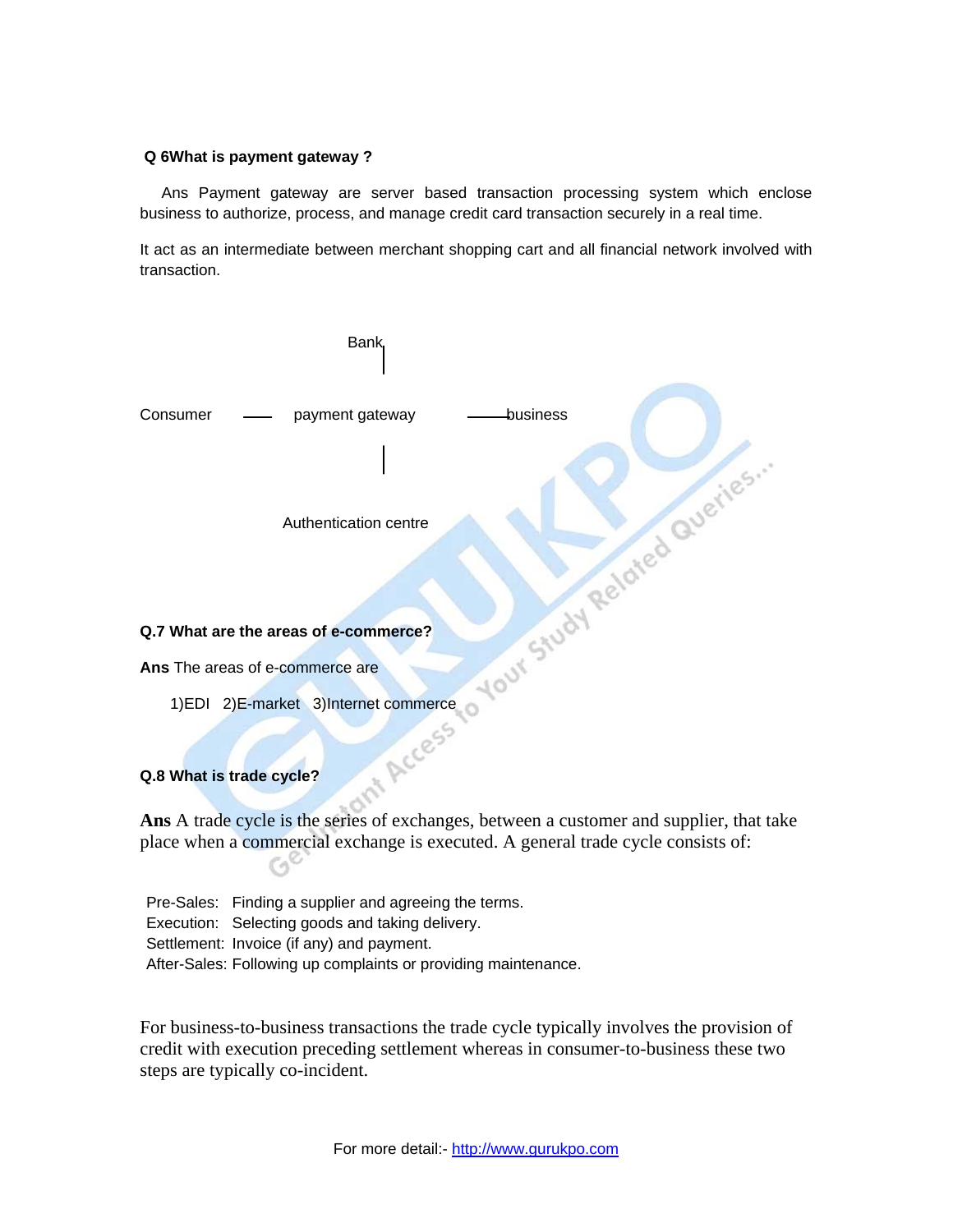**Q 6What is payment gateway ?**

Ans Payment gateway are server based transaction processing system which enclose business to authorize, process, and manage credit card transaction securely in a real time.

It act as an intermediate between merchant shopping cart and all financial network involved with transaction.

```
                    Bank
                     |

Consumer ——  payment gateway  —— business

                     |

            Authentication centre
```

**Q.7 What are the areas of e-commerce?**

**Ans** The areas of e-commerce are

1)EDI 2)E-market 3)Internet commerce

**Q.8 What is trade cycle?**

**Ans** A trade cycle is the series of exchanges, between a customer and supplier, that take place when a commercial exchange is executed. A general trade cycle consists of:

Pre-Sales: Finding a supplier and agreeing the terms.
Execution: Selecting goods and taking delivery.
Settlement: Invoice (if any) and payment.
After-Sales: Following up complaints or providing maintenance.

For business-to-business transactions the trade cycle typically involves the provision of credit with execution preceding settlement whereas in consumer-to-business these two steps are typically co-incident.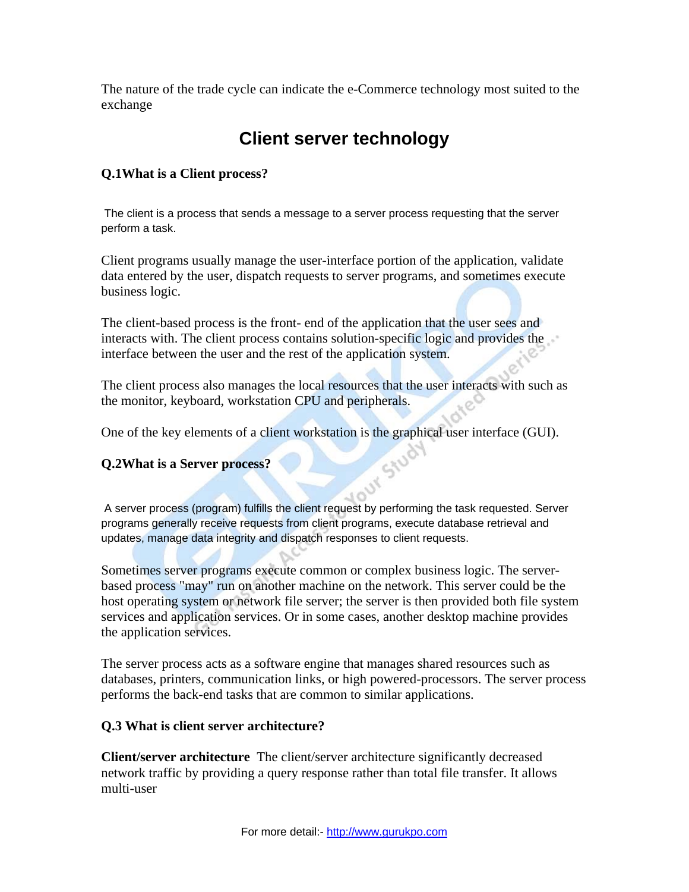The nature of the trade cycle can indicate the e-Commerce technology most suited to the exchange

# Client server technology

**Q.1What is a Client process?**

The client is a process that sends a message to a server process requesting that the server perform a task.

Client programs usually manage the user-interface portion of the application, validate data entered by the user, dispatch requests to server programs, and sometimes execute business logic.

The client-based process is the front- end of the application that the user sees and interacts with. The client process contains solution-specific logic and provides the interface between the user and the rest of the application system.

The client process also manages the local resources that the user interacts with such as the monitor, keyboard, workstation CPU and peripherals.

One of the key elements of a client workstation is the graphical user interface (GUI).

**Q.2What is a Server process?**

A server process (program) fulfills the client request by performing the task requested. Server programs generally receive requests from client programs, execute database retrieval and updates, manage data integrity and dispatch responses to client requests.

Sometimes server programs execute common or complex business logic. The server-based process "may" run on another machine on the network. This server could be the host operating system or network file server; the server is then provided both file system services and application services. Or in some cases, another desktop machine provides the application services.

The server process acts as a software engine that manages shared resources such as databases, printers, communication links, or high powered-processors. The server process performs the back-end tasks that are common to similar applications.

**Q.3 What is client server architecture?**

**Client/server architecture** The client/server architecture significantly decreased network traffic by providing a query response rather than total file transfer. It allows multi-user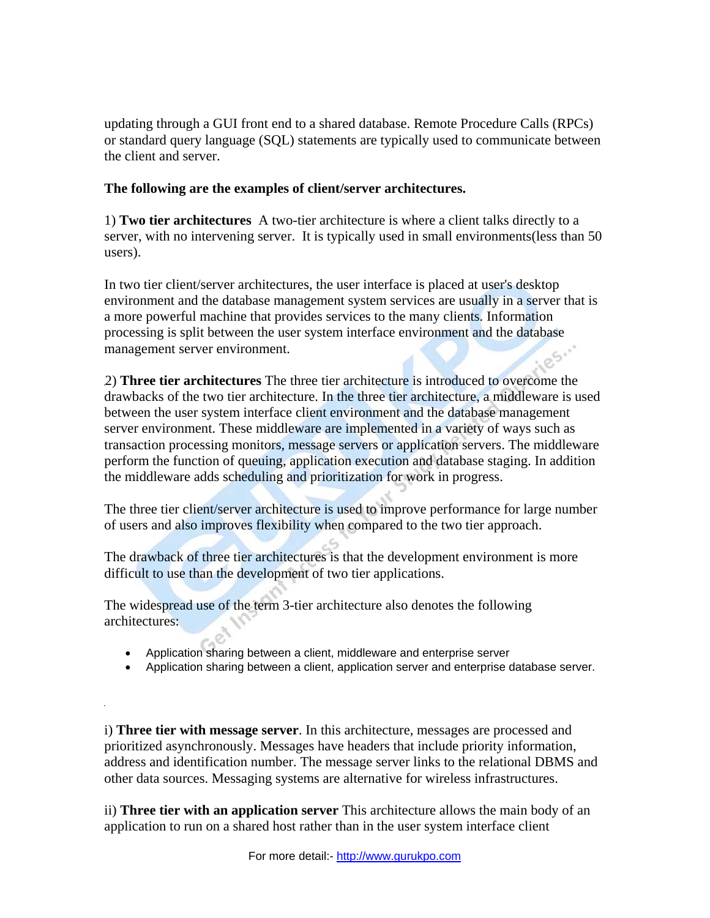updating through a GUI front end to a shared database. Remote Procedure Calls (RPCs) or standard query language (SQL) statements are typically used to communicate between the client and server.

**The following are the examples of client/server architectures.**

1) **Two tier architectures** A two-tier architecture is where a client talks directly to a server, with no intervening server. It is typically used in small environments(less than 50 users).

In two tier client/server architectures, the user interface is placed at user's desktop environment and the database management system services are usually in a server that is a more powerful machine that provides services to the many clients. Information processing is split between the user system interface environment and the database management server environment.

2) **Three tier architectures** The three tier architecture is introduced to overcome the drawbacks of the two tier architecture. In the three tier architecture, a middleware is used between the user system interface client environment and the database management server environment. These middleware are implemented in a variety of ways such as transaction processing monitors, message servers or application servers. The middleware perform the function of queuing, application execution and database staging. In addition the middleware adds scheduling and prioritization for work in progress.

The three tier client/server architecture is used to improve performance for large number of users and also improves flexibility when compared to the two tier approach.

The drawback of three tier architectures is that the development environment is more difficult to use than the development of two tier applications.

The widespread use of the term 3-tier architecture also denotes the following architectures:

- Application sharing between a client, middleware and enterprise server
- Application sharing between a client, application server and enterprise database server.

i) **Three tier with message server**. In this architecture, messages are processed and prioritized asynchronously. Messages have headers that include priority information, address and identification number. The message server links to the relational DBMS and other data sources. Messaging systems are alternative for wireless infrastructures.

ii) **Three tier with an application server** This architecture allows the main body of an application to run on a shared host rather than in the user system interface client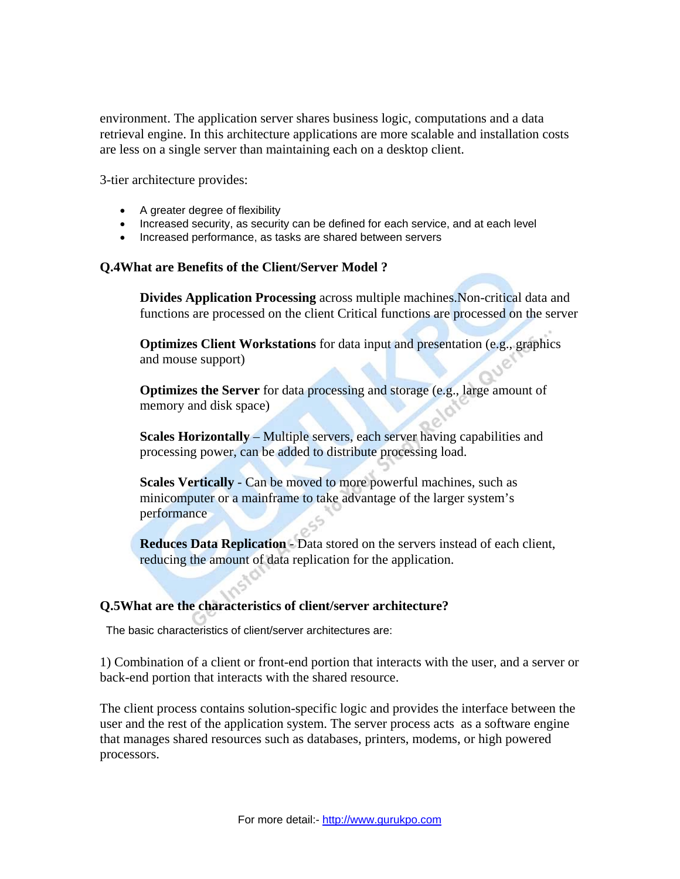environment. The application server shares business logic, computations and a data retrieval engine. In this architecture applications are more scalable and installation costs are less on a single server than maintaining each on a desktop client.

3-tier architecture provides:

- A greater degree of flexibility
- Increased security, as security can be defined for each service, and at each level
- Increased performance, as tasks are shared between servers

### Q.4What are Benefits of the Client/Server Model ?

**Divides Application Processing** across multiple machines.Non-critical data and functions are processed on the client Critical functions are processed on the server

**Optimizes Client Workstations** for data input and presentation (e.g., graphics and mouse support)

**Optimizes the Server** for data processing and storage (e.g., large amount of memory and disk space)

**Scales Horizontally** – Multiple servers, each server having capabilities and processing power, can be added to distribute processing load.

**Scales Vertically** - Can be moved to more powerful machines, such as minicomputer or a mainframe to take advantage of the larger system's performance

**Reduces Data Replication** - Data stored on the servers instead of each client, reducing the amount of data replication for the application.

### Q.5What are the characteristics of client/server architecture?

The basic characteristics of client/server architectures are:

1) Combination of a client or front-end portion that interacts with the user, and a server or back-end portion that interacts with the shared resource.

The client process contains solution-specific logic and provides the interface between the user and the rest of the application system. The server process acts as a software engine that manages shared resources such as databases, printers, modems, or high powered processors.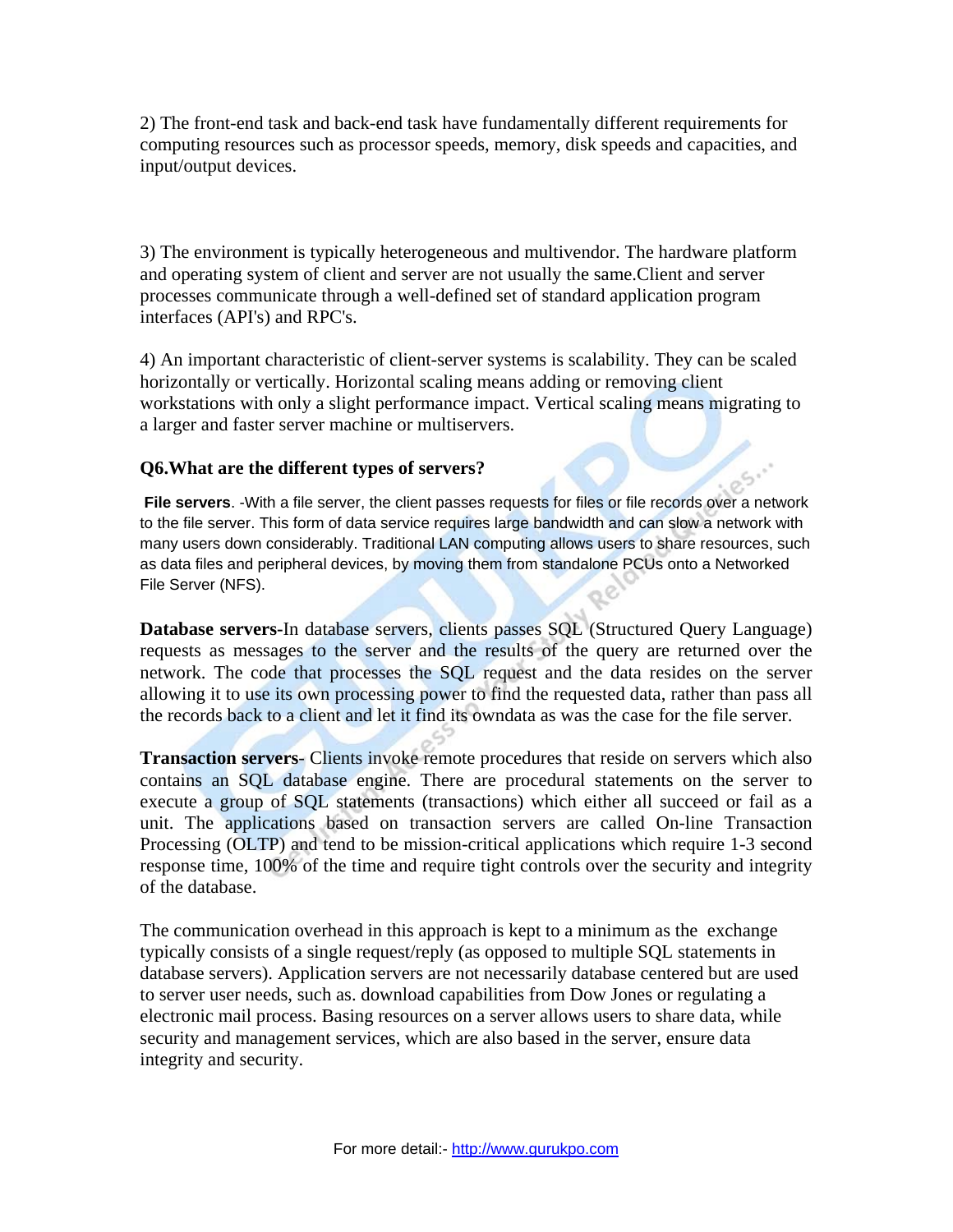2) The front-end task and back-end task have fundamentally different requirements for computing resources such as processor speeds, memory, disk speeds and capacities, and input/output devices.

3) The environment is typically heterogeneous and multivendor. The hardware platform and operating system of client and server are not usually the same.Client and server processes communicate through a well-defined set of standard application program interfaces (API's) and RPC's.

4) An important characteristic of client-server systems is scalability. They can be scaled horizontally or vertically. Horizontal scaling means adding or removing client workstations with only a slight performance impact. Vertical scaling means migrating to a larger and faster server machine or multiservers.

### Q6.What are the different types of servers?

**File servers**. -With a file server, the client passes requests for files or file records over a network to the file server. This form of data service requires large bandwidth and can slow a network with many users down considerably. Traditional LAN computing allows users to share resources, such as data files and peripheral devices, by moving them from standalone PCUs onto a Networked File Server (NFS).

**Database servers**-In database servers, clients passes SQL (Structured Query Language) requests as messages to the server and the results of the query are returned over the network. The code that processes the SQL request and the data resides on the server allowing it to use its own processing power to find the requested data, rather than pass all the records back to a client and let it find its owndata as was the case for the file server.

**Transaction servers**- Clients invoke remote procedures that reside on servers which also contains an SQL database engine. There are procedural statements on the server to execute a group of SQL statements (transactions) which either all succeed or fail as a unit. The applications based on transaction servers are called On-line Transaction Processing (OLTP) and tend to be mission-critical applications which require 1-3 second response time, 100% of the time and require tight controls over the security and integrity of the database.

The communication overhead in this approach is kept to a minimum as the exchange typically consists of a single request/reply (as opposed to multiple SQL statements in database servers). Application servers are not necessarily database centered but are used to server user needs, such as. download capabilities from Dow Jones or regulating a electronic mail process. Basing resources on a server allows users to share data, while security and management services, which are also based in the server, ensure data integrity and security.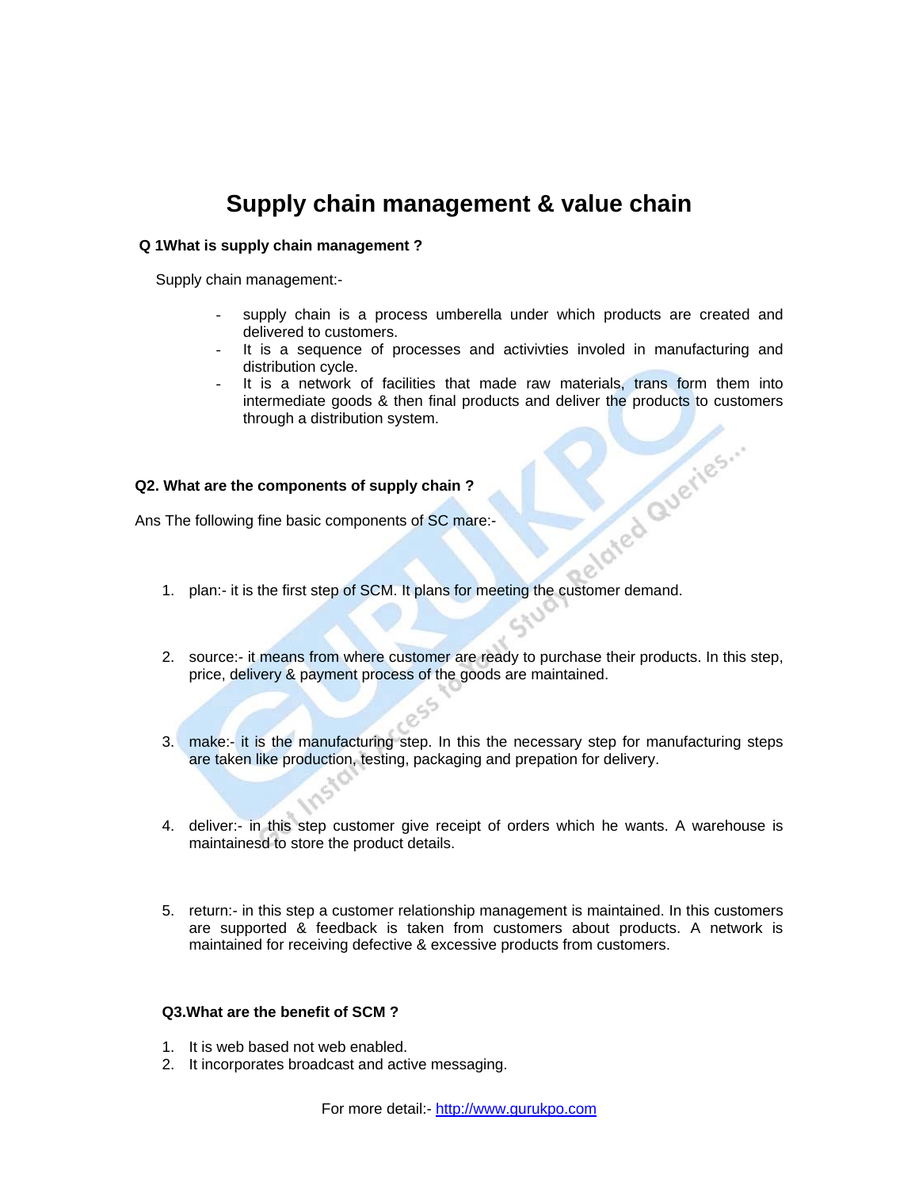# Supply chain management & value chain

**Q 1What is supply chain management ?**

Supply chain management:-

- supply chain is a process umberella under which products are created and delivered to customers.
- It is a sequence of processes and activivties involed in manufacturing and distribution cycle.
- It is a network of facilities that made raw materials, trans form them into intermediate goods & then final products and deliver the products to customers through a distribution system.

**Q2. What are the components of supply chain ?**

Ans The following fine basic components of SC mare:-

1. plan:- it is the first step of SCM. It plans for meeting the customer demand.

2. source:- it means from where customer are ready to purchase their products. In this step, price, delivery & payment process of the goods are maintained.

3. make:- it is the manufacturing step. In this the necessary step for manufacturing steps are taken like production, testing, packaging and prepation for delivery.

4. deliver:- in this step customer give receipt of orders which he wants. A warehouse is maintainesd to store the product details.

5. return:- in this step a customer relationship management is maintained. In this customers are supported & feedback is taken from customers about products. A network is maintained for receiving defective & excessive products from customers.

**Q3.What are the benefit of SCM ?**

1. It is web based not web enabled.
2. It incorporates broadcast and active messaging.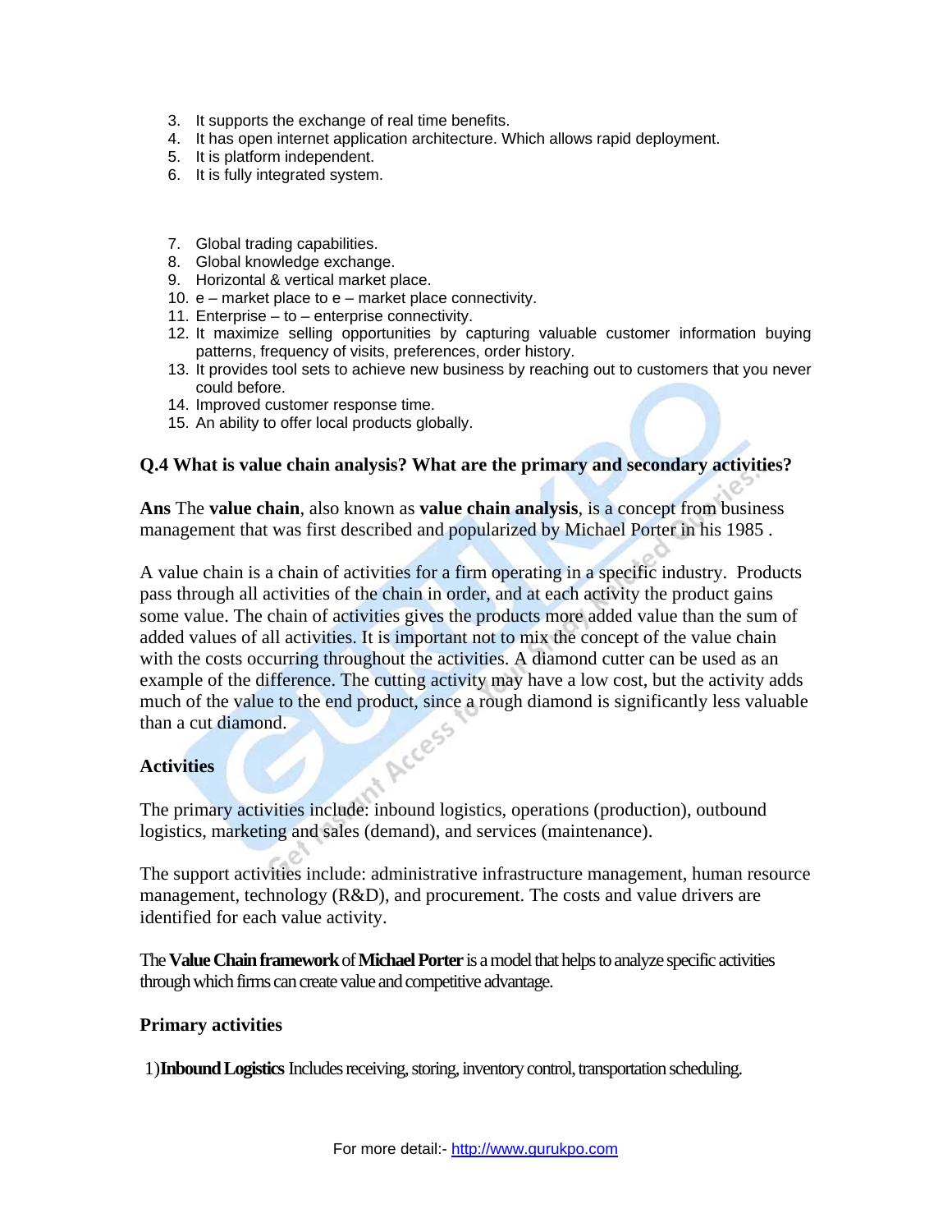3. It supports the exchange of real time benefits.
4. It has open internet application architecture. Which allows rapid deployment.
5. It is platform independent.
6. It is fully integrated system.

7. Global trading capabilities.
8. Global knowledge exchange.
9. Horizontal & vertical market place.
10. e – market place to e – market place connectivity.
11. Enterprise – to – enterprise connectivity.
12. It maximize selling opportunities by capturing valuable customer information buying patterns, frequency of visits, preferences, order history.
13. It provides tool sets to achieve new business by reaching out to customers that you never could before.
14. Improved customer response time.
15. An ability to offer local products globally.

**Q.4 What is value chain analysis? What are the primary and secondary activities?**

**Ans** The **value chain**, also known as **value chain analysis**, is a concept from business management that was first described and popularized by Michael Porter in his 1985 .

A value chain is a chain of activities for a firm operating in a specific industry. Products pass through all activities of the chain in order, and at each activity the product gains some value. The chain of activities gives the products more added value than the sum of added values of all activities. It is important not to mix the concept of the value chain with the costs occurring throughout the activities. A diamond cutter can be used as an example of the difference. The cutting activity may have a low cost, but the activity adds much of the value to the end product, since a rough diamond is significantly less valuable than a cut diamond.

**Activities**

The primary activities include: inbound logistics, operations (production), outbound logistics, marketing and sales (demand), and services (maintenance).

The support activities include: administrative infrastructure management, human resource management, technology (R&D), and procurement. The costs and value drivers are identified for each value activity.

The **Value Chain framework** of **Michael Porter** is a model that helps to analyze specific activities through which firms can create value and competitive advantage.

**Primary activities**

1) **Inbound Logistics** Includes receiving, storing, inventory control, transportation scheduling.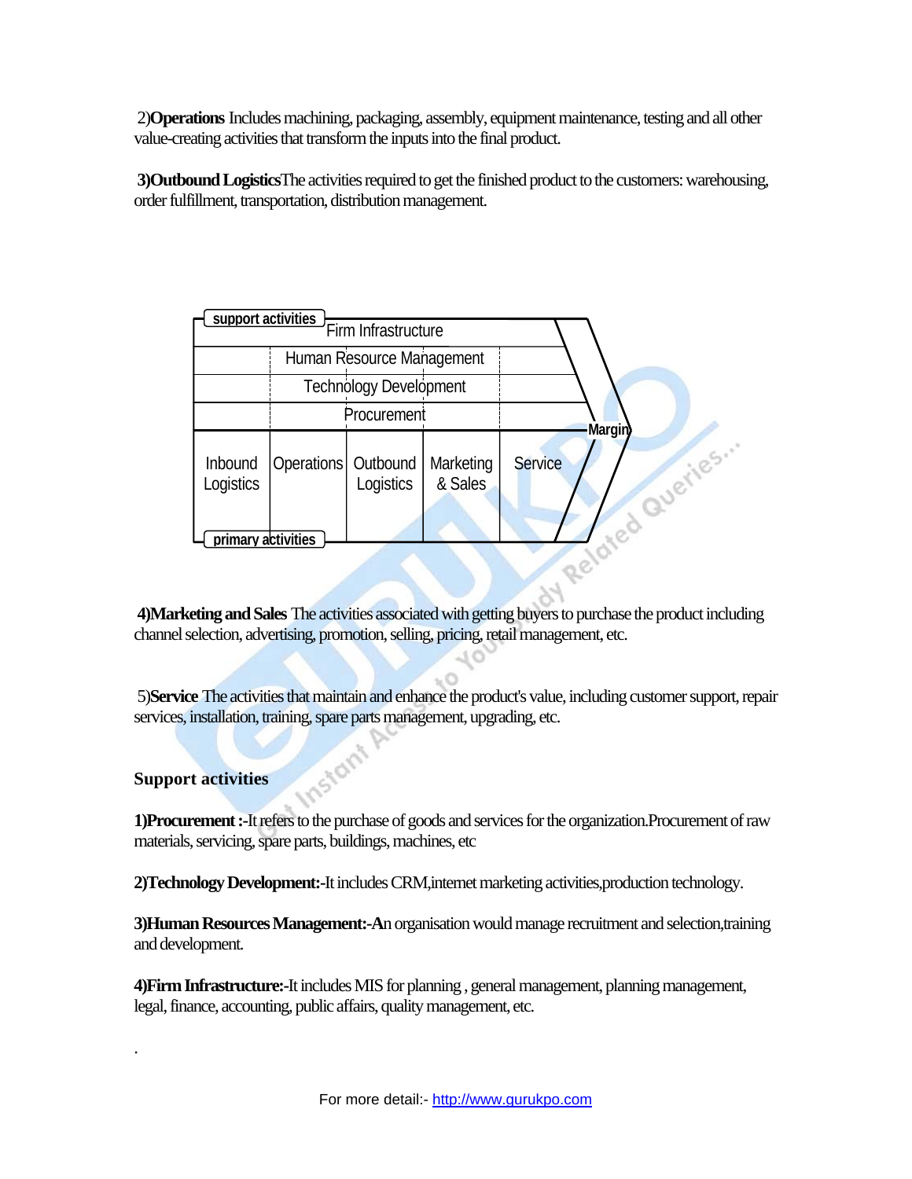2)**Operations** Includes machining, packaging, assembly, equipment maintenance, testing and all other value-creating activities that transform the inputs into the final product.

**3)Outbound Logistics**The activities required to get the finished product to the customers: warehousing, order fulfillment, transportation, distribution management.

support activities

| Firm Infrastructure | | | | | |
|---|---|---|---|---|---|
| Human Resource Management | | | | | |
| Technology Development | | | | | |
| Procurement | | | | | Margin |
| Inbound Logistics | Operations | Outbound Logistics | Marketing & Sales | Service | |

primary activities

**4)Marketing and Sales** The activities associated with getting buyers to purchase the product including channel selection, advertising, promotion, selling, pricing, retail management, etc.

5)**Service** The activities that maintain and enhance the product's value, including customer support, repair services, installation, training, spare parts management, upgrading, etc.

## Support activities

**1)Procurement :-**It refers to the purchase of goods and services for the organization.Procurement of raw materials, servicing, spare parts, buildings, machines, etc

**2)Technology Development:-**It includes CRM,internet marketing activities,production technology.

**3)Human Resources Management:-A**n organisation would manage recruitment and selection,training and development.

**4)Firm Infrastructure:-**It includes MIS for planning , general management, planning management, legal, finance, accounting, public affairs, quality management, etc.

.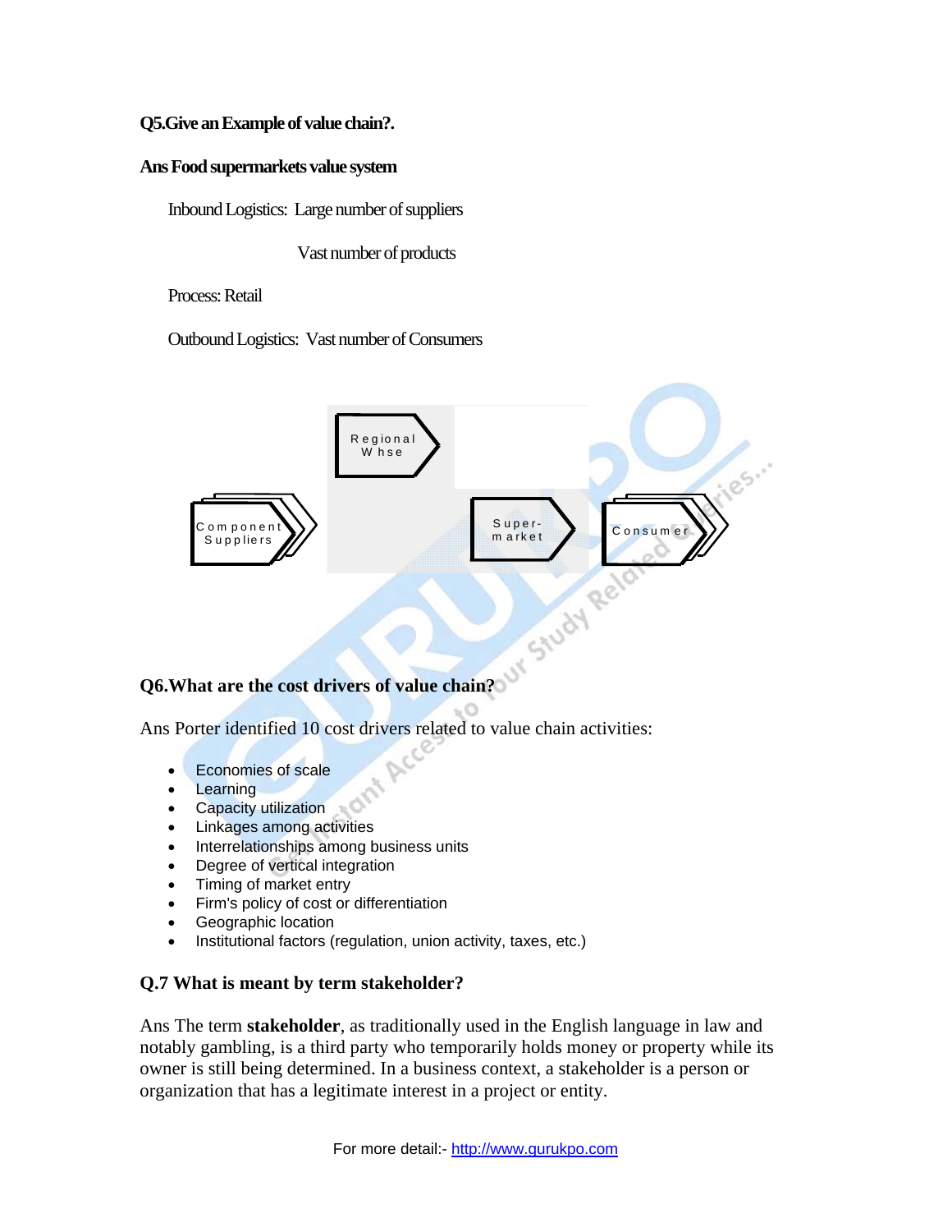**Q5.Give an Example of value chain?.**

**Ans Food supermarkets value system**

Inbound Logistics: Large number of suppliers

Vast number of products

Process: Retail

Outbound Logistics: Vast number of Consumers

Regional Whse

Component Suppliers

Super-market

Consumer

**Q6.What are the cost drivers of value chain?**

Ans Porter identified 10 cost drivers related to value chain activities:

- Economies of scale
- Learning
- Capacity utilization
- Linkages among activities
- Interrelationships among business units
- Degree of vertical integration
- Timing of market entry
- Firm's policy of cost or differentiation
- Geographic location
- Institutional factors (regulation, union activity, taxes, etc.)

**Q.7 What is meant by term stakeholder?**

Ans The term **stakeholder**, as traditionally used in the English language in law and notably gambling, is a third party who temporarily holds money or property while its owner is still being determined. In a business context, a stakeholder is a person or organization that has a legitimate interest in a project or entity.

For more detail:- http://www.gurukpo.com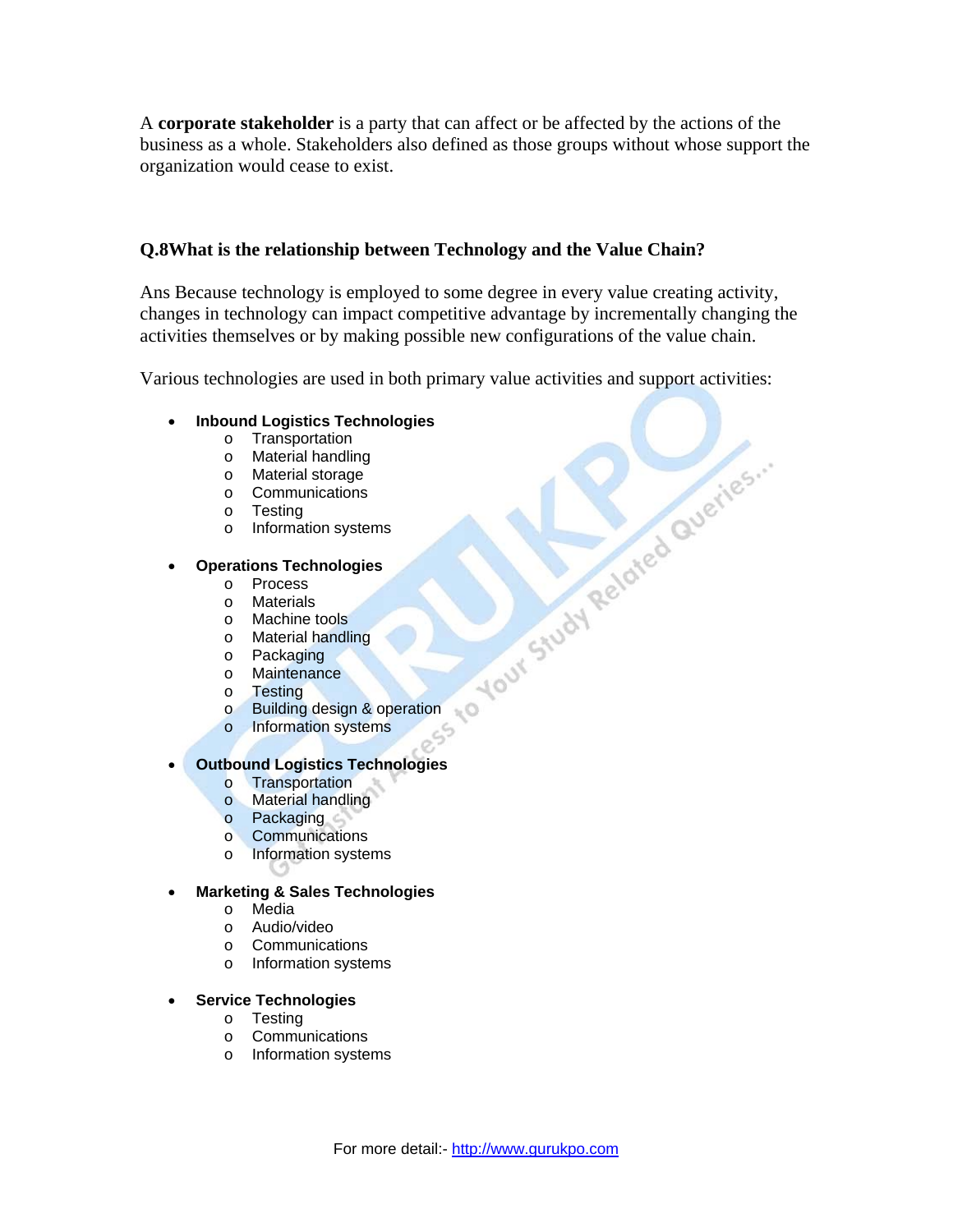A **corporate stakeholder** is a party that can affect or be affected by the actions of the business as a whole. Stakeholders also defined as those groups without whose support the organization would cease to exist.

### Q.8What is the relationship between Technology and the Value Chain?

Ans Because technology is employed to some degree in every value creating activity, changes in technology can impact competitive advantage by incrementally changing the activities themselves or by making possible new configurations of the value chain.

Various technologies are used in both primary value activities and support activities:

- **Inbound Logistics Technologies**
  - Transportation
  - Material handling
  - Material storage
  - Communications
  - Testing
  - Information systems
- **Operations Technologies**
  - Process
  - Materials
  - Machine tools
  - Material handling
  - Packaging
  - Maintenance
  - Testing
  - Building design & operation
  - Information systems
- **Outbound Logistics Technologies**
  - Transportation
  - Material handling
  - Packaging
  - Communications
  - Information systems
- **Marketing & Sales Technologies**
  - Media
  - Audio/video
  - Communications
  - Information systems
- **Service Technologies**
  - Testing
  - Communications
  - Information systems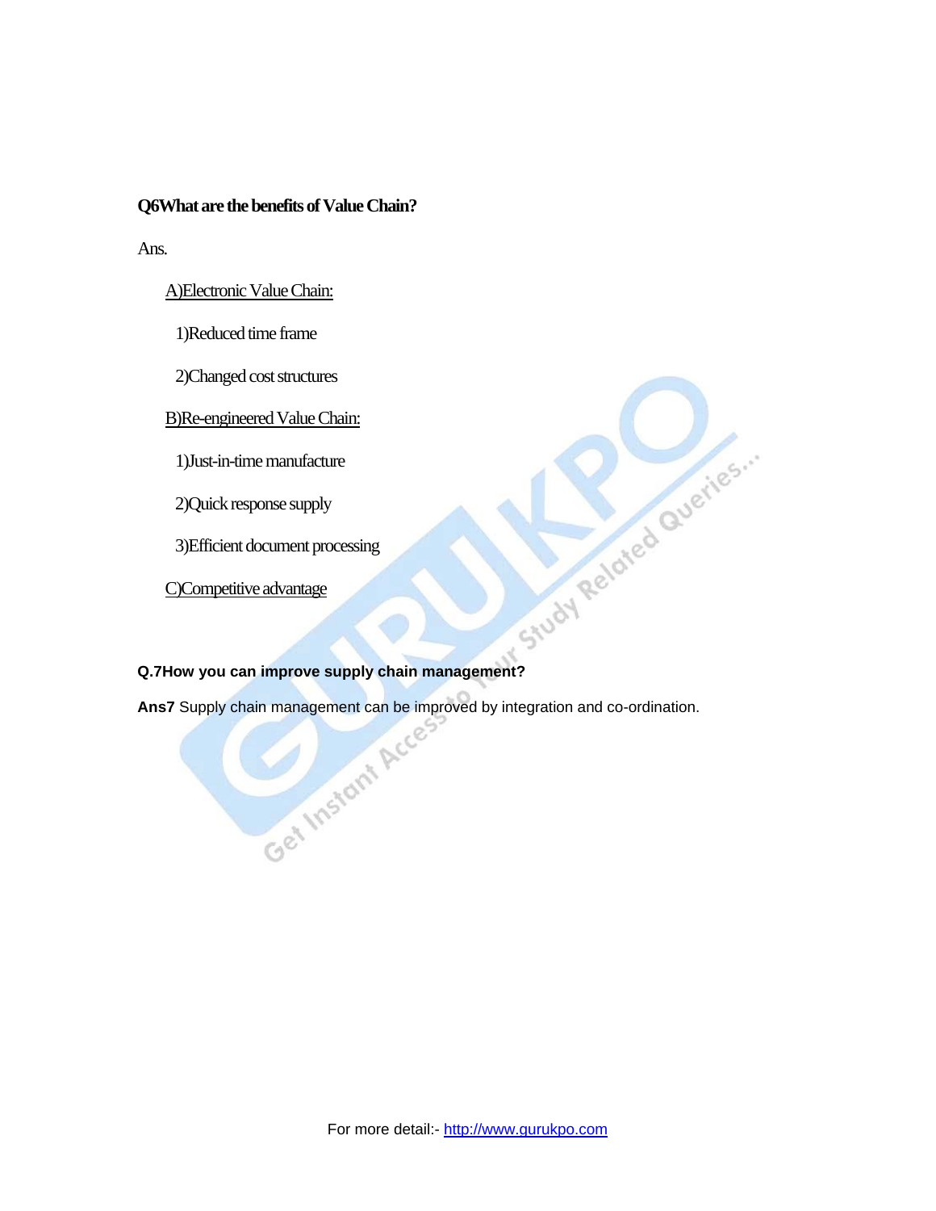**Q6What are the benefits of Value Chain?**

Ans.

<u>A)Electronic Value Chain:</u>

1)Reduced time frame

2)Changed cost structures

<u>B)Re-engineered Value Chain:</u>

1)Just-in-time manufacture

2)Quick response supply

3)Efficient document processing

<u>C)Competitive advantage</u>

**Q.7How you can improve supply chain management?**

**Ans7** Supply chain management can be improved by integration and co-ordination.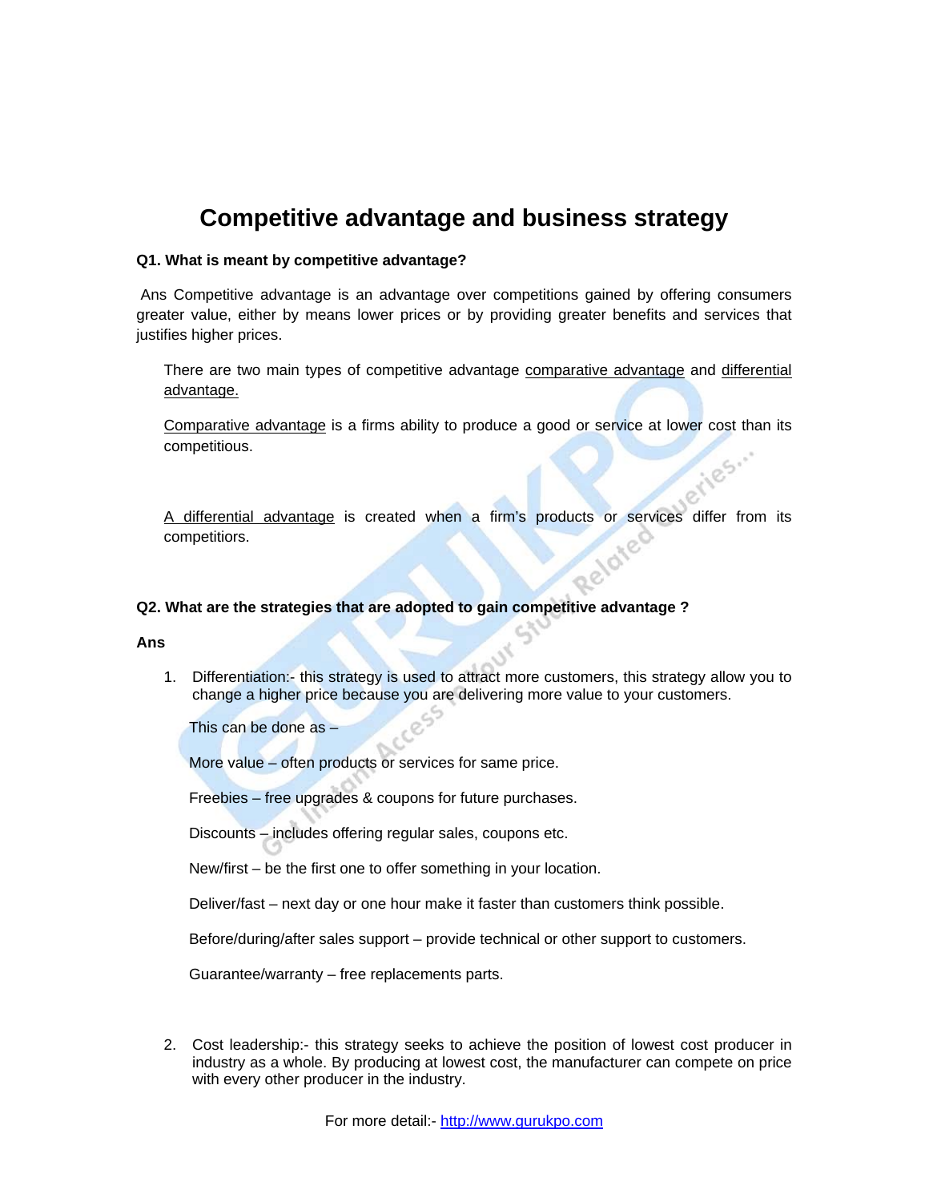# Competitive advantage and business strategy

**Q1. What is meant by competitive advantage?**

Ans Competitive advantage is an advantage over competitions gained by offering consumers greater value, either by means lower prices or by providing greater benefits and services that justifies higher prices.

There are two main types of competitive advantage comparative advantage and differential advantage.

Comparative advantage is a firms ability to produce a good or service at lower cost than its competitious.

A differential advantage is created when a firm's products or services differ from its competitiors.

**Q2. What are the strategies that are adopted to gain competitive advantage ?**

**Ans**

1. Differentiation:- this strategy is used to attract more customers, this strategy allow you to change a higher price because you are delivering more value to your customers.

   This can be done as –

   More value – often products or services for same price.

   Freebies – free upgrades & coupons for future purchases.

   Discounts – includes offering regular sales, coupons etc.

   New/first – be the first one to offer something in your location.

   Deliver/fast – next day or one hour make it faster than customers think possible.

   Before/during/after sales support – provide technical or other support to customers.

   Guarantee/warranty – free replacements parts.

2. Cost leadership:- this strategy seeks to achieve the position of lowest cost producer in industry as a whole. By producing at lowest cost, the manufacturer can compete on price with every other producer in the industry.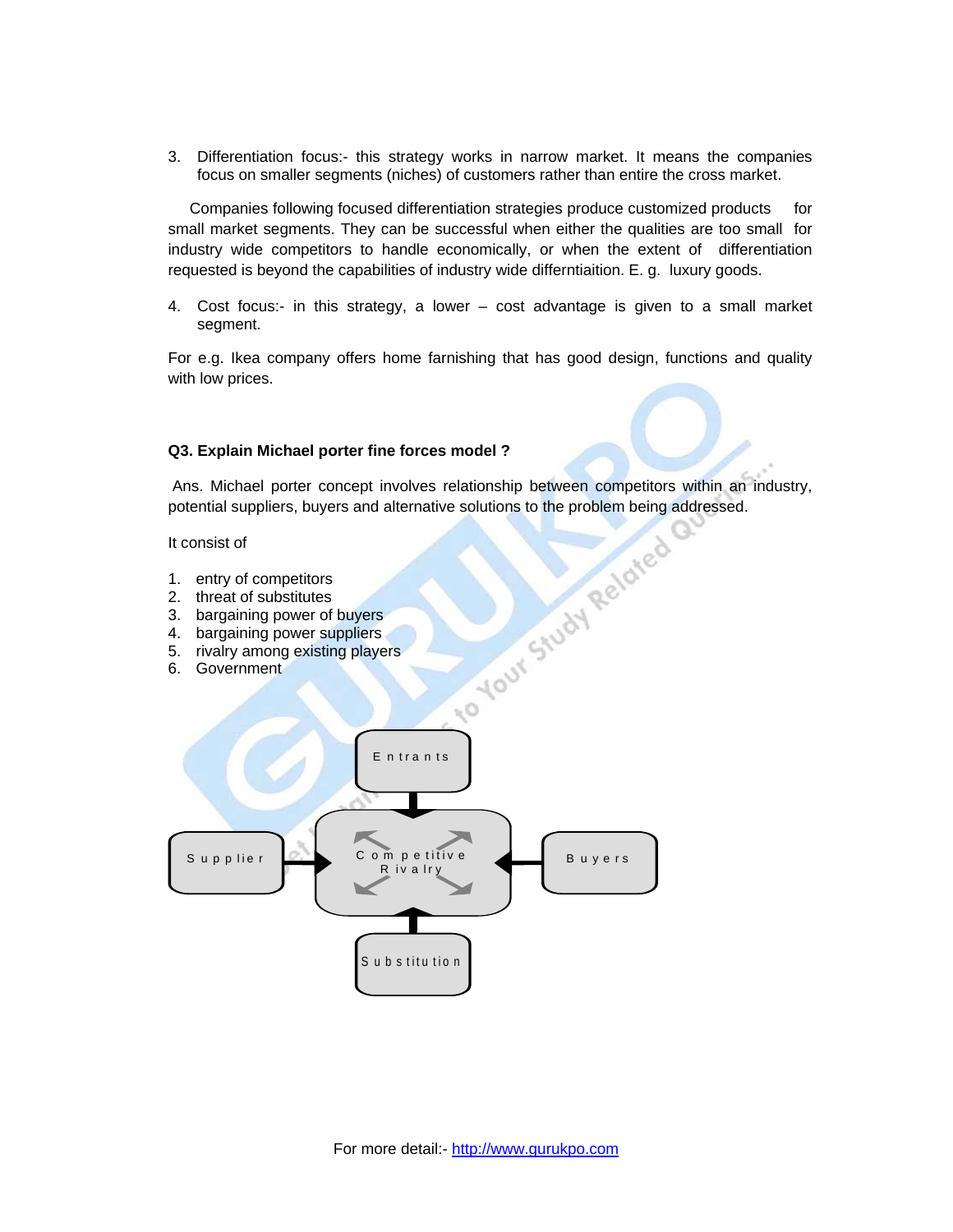3. Differentiation focus:- this strategy works in narrow market. It means the companies focus on smaller segments (niches) of customers rather than entire the cross market.

Companies following focused differentiation strategies produce customized products for small market segments. They can be successful when either the qualities are too small for industry wide competitors to handle economically, or when the extent of differentiation requested is beyond the capabilities of industry wide differntiaition. E. g. luxury goods.

4. Cost focus:- in this strategy, a lower – cost advantage is given to a small market segment.

For e.g. Ikea company offers home farnishing that has good design, functions and quality with low prices.

**Q3. Explain Michael porter fine forces model ?**

Ans. Michael porter concept involves relationship between competitors within an industry, potential suppliers, buyers and alternative solutions to the problem being addressed.

It consist of

1. entry of competitors
2. threat of substitutes
3. bargaining power of buyers
4. bargaining power suppliers
5. rivalry among existing players
6. Government

Entrants

Supplier — Competitive Rivalry — Buyers

Substitution

For more detail:- http://www.gurukpo.com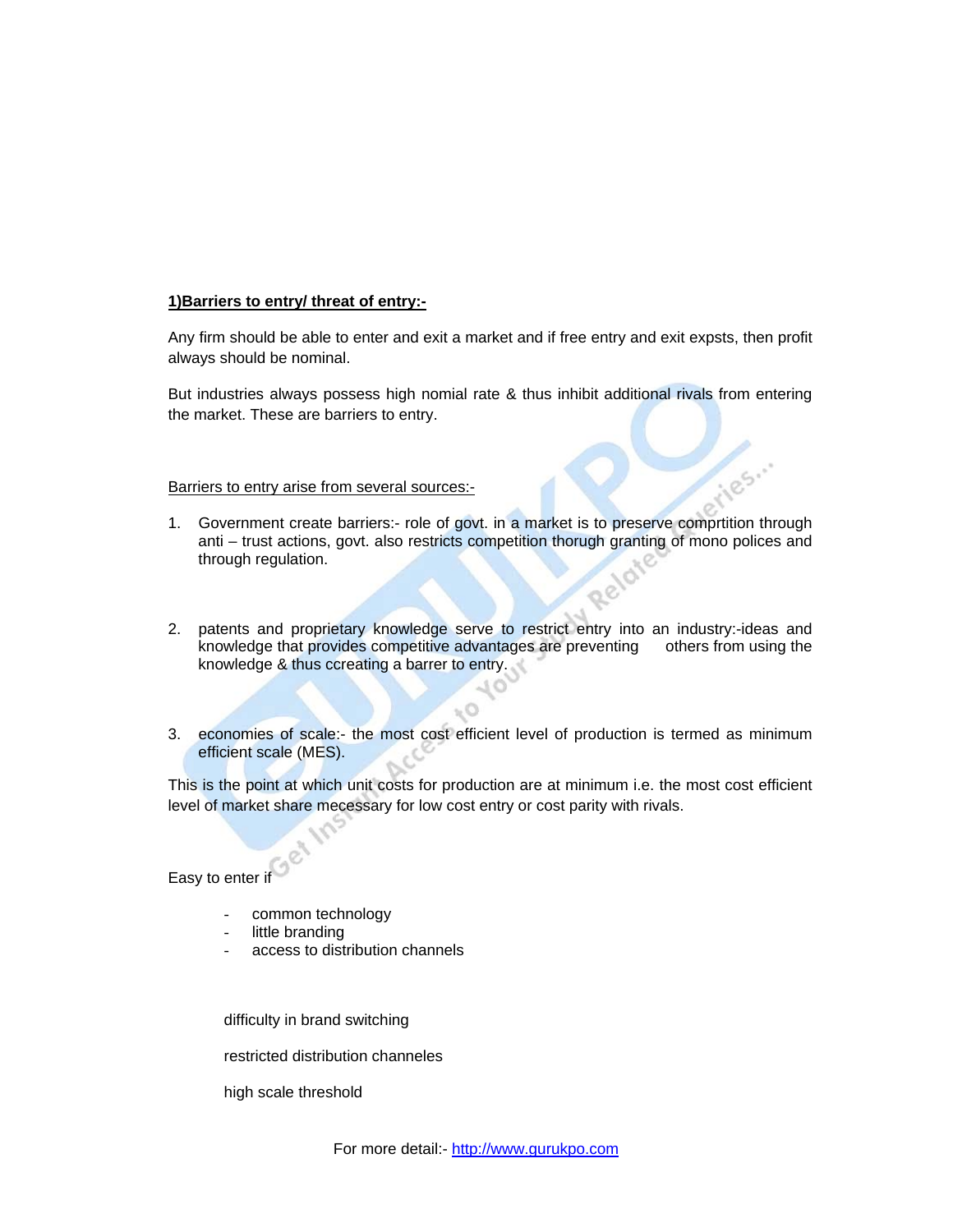**1)Barriers to entry/ threat of entry:-**

Any firm should be able to enter and exit a market and if free entry and exit expsts, then profit always should be nominal.

But industries always possess high nomial rate & thus inhibit additional rivals from entering the market. These are barriers to entry.

Barriers to entry arise from several sources:-

1. Government create barriers:- role of govt. in a market is to preserve comprtition through anti – trust actions, govt. also restricts competition thorugh granting of mono polices and through regulation.

2. patents and proprietary knowledge serve to restrict entry into an industry:-ideas and knowledge that provides competitive advantages are preventing others from using the knowledge & thus ccreating a barrer to entry.

3. economies of scale:- the most cost efficient level of production is termed as minimum efficient scale (MES).

This is the point at which unit costs for production are at minimum i.e. the most cost efficient level of market share mecessary for low cost entry or cost parity with rivals.

Easy to enter if

- common technology
- little branding
- access to distribution channels

difficulty in brand switching

restricted distribution channeles

high scale threshold

For more detail:- http://www.gurukpo.com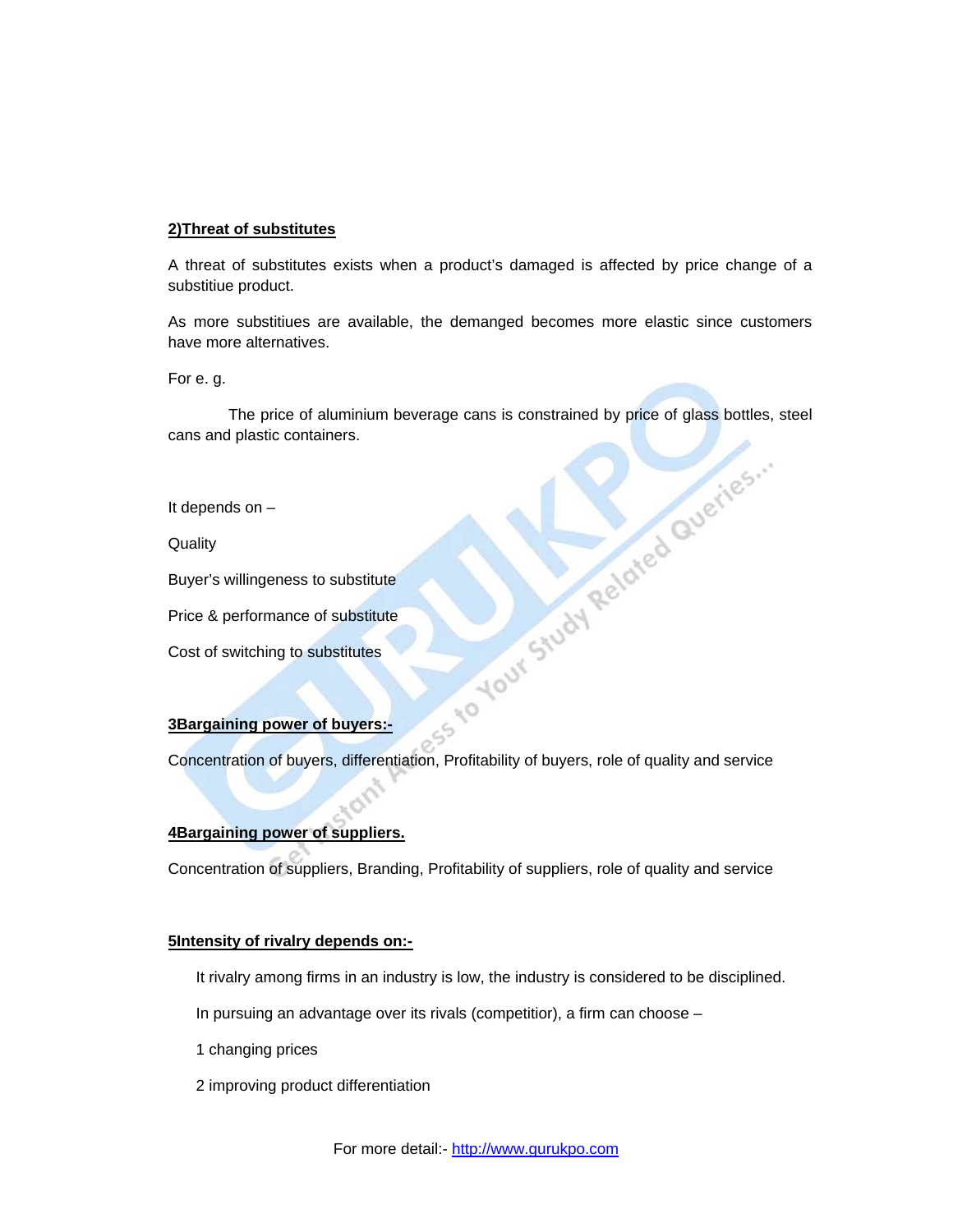**2)Threat of substitutes**

A threat of substitutes exists when a product's damaged is affected by price change of a substitiue product.

As more substitiues are available, the demanged becomes more elastic since customers have more alternatives.

For e. g.

The price of aluminium beverage cans is constrained by price of glass bottles, steel cans and plastic containers.

It depends on –

Quality

Buyer's willingeness to substitute

Price & performance of substitute

Cost of switching to substitutes

**3Bargaining power of buyers:-**

Concentration of buyers, differentiation, Profitability of buyers, role of quality and service

**4Bargaining power of suppliers.**

Concentration of suppliers, Branding, Profitability of suppliers, role of quality and service

**5Intensity of rivalry depends on:-**

It rivalry among firms in an industry is low, the industry is considered to be disciplined.

In pursuing an advantage over its rivals (competitior), a firm can choose –

1 changing prices

2 improving product differentiation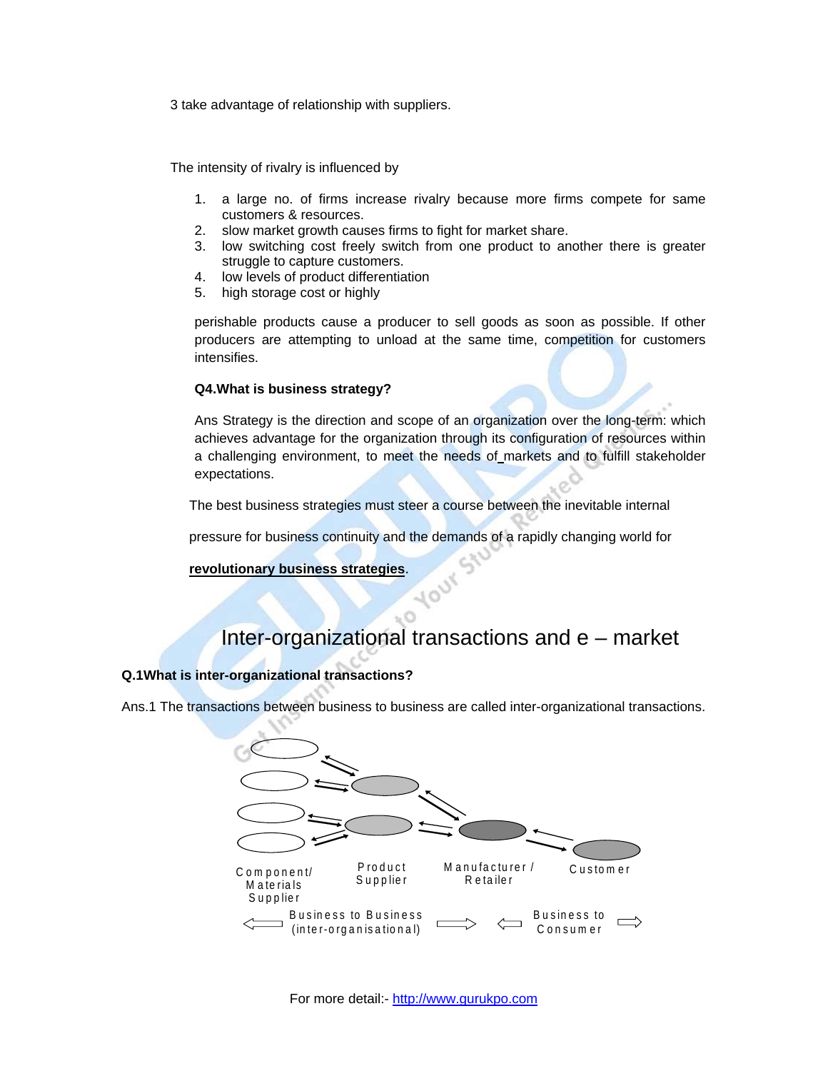3 take advantage of relationship with suppliers.

The intensity of rivalry is influenced by

1. a large no. of firms increase rivalry because more firms compete for same customers & resources.
2. slow market growth causes firms to fight for market share.
3. low switching cost freely switch from one product to another there is greater struggle to capture customers.
4. low levels of product differentiation
5. high storage cost or highly

perishable products cause a producer to sell goods as soon as possible. If other producers are attempting to unload at the same time, competition for customers intensifies.

**Q4.What is business strategy?**

Ans Strategy is the direction and scope of an organization over the long-term: which achieves advantage for the organization through its configuration of resources within a challenging environment, to meet the needs of markets and to fulfill stakeholder expectations.

The best business strategies must steer a course between the inevitable internal pressure for business continuity and the demands of a rapidly changing world for **revolutionary business strategies**.

# Inter-organizational transactions and e – market

**Q.1What is inter-organizational transactions?**

Ans.1 The transactions between business to business are called inter-organizational transactions.

Component/ Materials Supplier — Product Supplier — Manufacturer / Retailer — Customer

Business to Business (inter-organisational) — Business to Consumer

For more detail:- http://www.gurukpo.com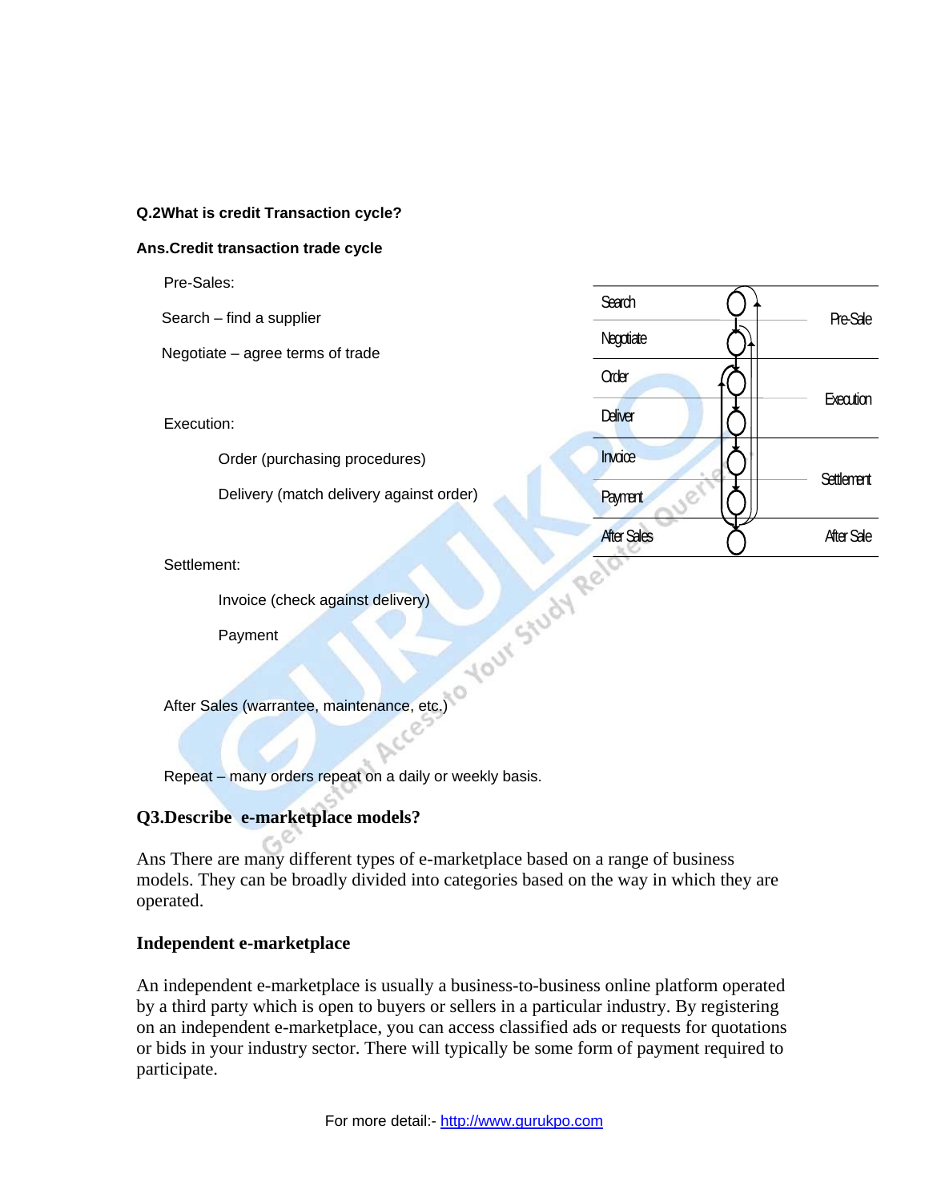**Q.2What is credit Transaction cycle?**

**Ans.Credit transaction trade cycle**

Pre-Sales:

Search – find a supplier

Negotiate – agree terms of trade

Execution:

Order (purchasing procedures)

Delivery (match delivery against order)

Settlement:

Invoice (check against delivery)

Payment

After Sales (warrantee, maintenance, etc.)

Repeat – many orders repeat on a daily or weekly basis.

| Step | Phase |
|---|---|
| Search | Pre-Sale |
| Negotiate | |
| Order | Execution |
| Deliver | |
| Invoice | Settlement |
| Payment | |
| After Sales | After Sale |

## Q3.Describe e-marketplace models?

Ans There are many different types of e-marketplace based on a range of business models. They can be broadly divided into categories based on the way in which they are operated.

### Independent e-marketplace

An independent e-marketplace is usually a business-to-business online platform operated by a third party which is open to buyers or sellers in a particular industry. By registering on an independent e-marketplace, you can access classified ads or requests for quotations or bids in your industry sector. There will typically be some form of payment required to participate.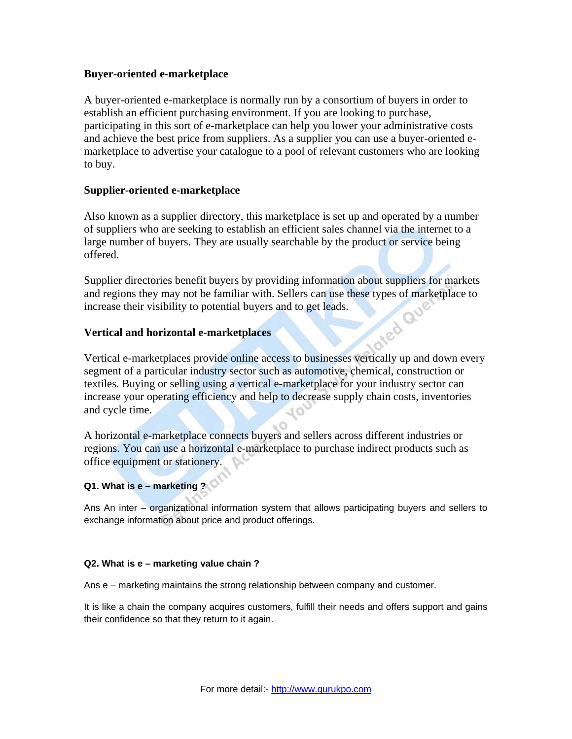### Buyer-oriented e-marketplace

A buyer-oriented e-marketplace is normally run by a consortium of buyers in order to establish an efficient purchasing environment. If you are looking to purchase, participating in this sort of e-marketplace can help you lower your administrative costs and achieve the best price from suppliers. As a supplier you can use a buyer-oriented e-marketplace to advertise your catalogue to a pool of relevant customers who are looking to buy.

### Supplier-oriented e-marketplace

Also known as a supplier directory, this marketplace is set up and operated by a number of suppliers who are seeking to establish an efficient sales channel via the internet to a large number of buyers. They are usually searchable by the product or service being offered.

Supplier directories benefit buyers by providing information about suppliers for markets and regions they may not be familiar with. Sellers can use these types of marketplace to increase their visibility to potential buyers and to get leads.

### Vertical and horizontal e-marketplaces

Vertical e-marketplaces provide online access to businesses vertically up and down every segment of a particular industry sector such as automotive, chemical, construction or textiles. Buying or selling using a vertical e-marketplace for your industry sector can increase your operating efficiency and help to decrease supply chain costs, inventories and cycle time.

A horizontal e-marketplace connects buyers and sellers across different industries or regions. You can use a horizontal e-marketplace to purchase indirect products such as office equipment or stationery.

**Q1. What is e – marketing ?**

Ans An inter – organizational information system that allows participating buyers and sellers to exchange information about price and product offerings.

**Q2. What is e – marketing value chain ?**

Ans e – marketing maintains the strong relationship between company and customer.

It is like a chain the company acquires customers, fulfill their needs and offers support and gains their confidence so that they return to it again.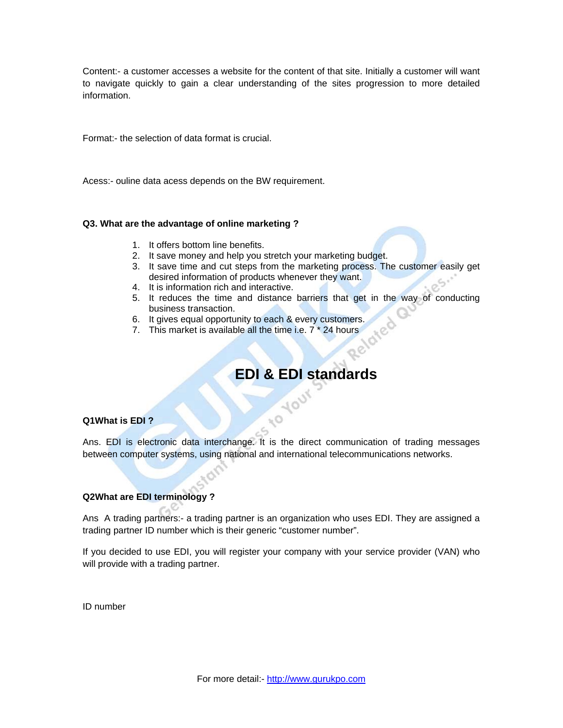Content:- a customer accesses a website for the content of that site. Initially a customer will want to navigate quickly to gain a clear understanding of the sites progression to more detailed information.

Format:- the selection of data format is crucial.

Acess:- ouline data acess depends on the BW requirement.

**Q3. What are the advantage of online marketing ?**

1. It offers bottom line benefits.
2. It save money and help you stretch your marketing budget.
3. It save time and cut steps from the marketing process. The customer easily get desired information of products whenever they want.
4. It is information rich and interactive.
5. It reduces the time and distance barriers that get in the way of conducting business transaction.
6. It gives equal opportunity to each & every customers.
7. This market is available all the time i.e. 7 * 24 hours

# EDI & EDI standards

**Q1What is EDI ?**

Ans. EDI is electronic data interchange. It is the direct communication of trading messages between computer systems, using national and international telecommunications networks.

**Q2What are EDI terminology ?**

Ans A trading partners:- a trading partner is an organization who uses EDI. They are assigned a trading partner ID number which is their generic "customer number".

If you decided to use EDI, you will register your company with your service provider (VAN) who will provide with a trading partner.

ID number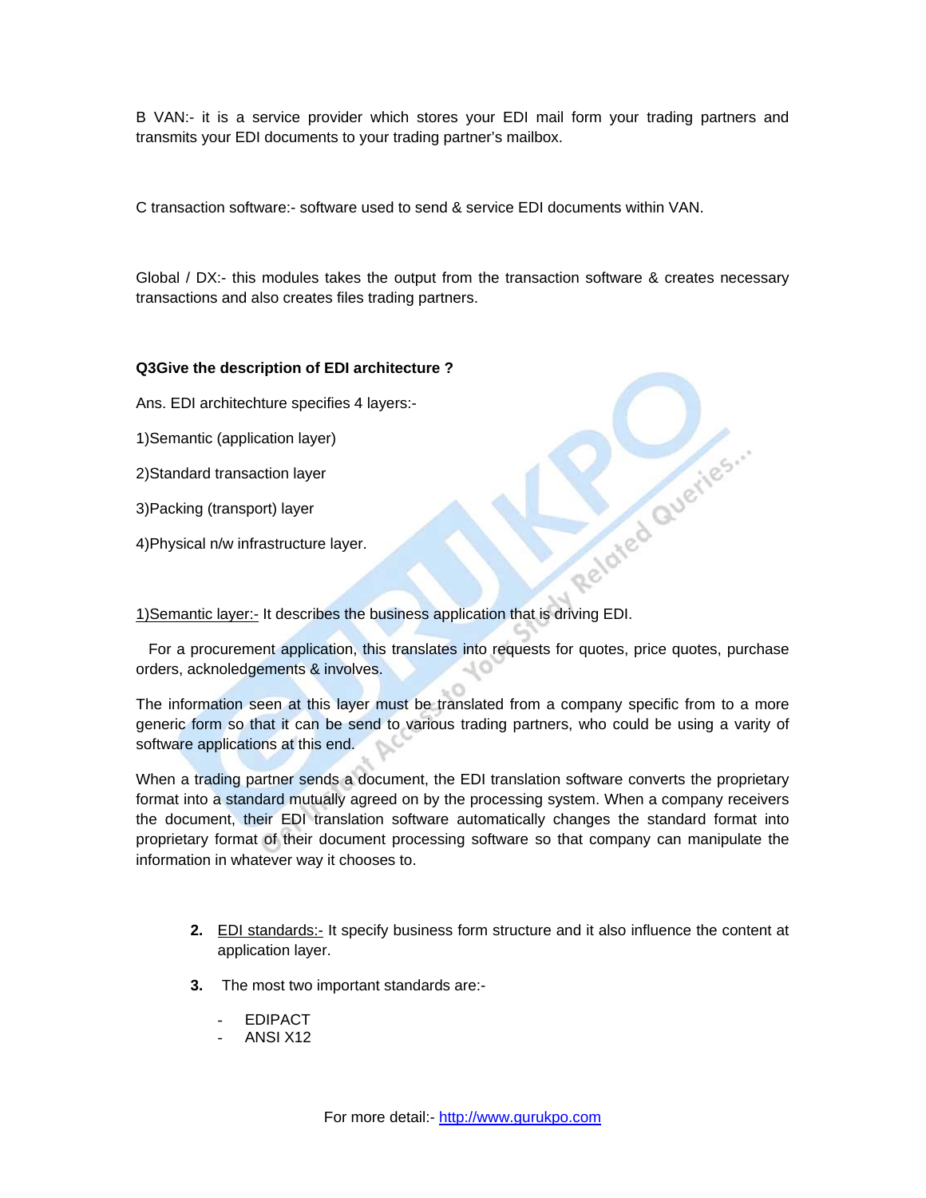B VAN:- it is a service provider which stores your EDI mail form your trading partners and transmits your EDI documents to your trading partner's mailbox.

C transaction software:- software used to send & service EDI documents within VAN.

Global / DX:- this modules takes the output from the transaction software & creates necessary transactions and also creates files trading partners.

**Q3Give the description of EDI architecture ?**

Ans. EDI architechture specifies 4 layers:-

1)Semantic (application layer)

2)Standard transaction layer

3)Packing (transport) layer

4)Physical n/w infrastructure layer.

1)Semantic layer:- It describes the business application that is driving EDI.

For a procurement application, this translates into requests for quotes, price quotes, purchase orders, acknoledgements & involves.

The information seen at this layer must be translated from a company specific from to a more generic form so that it can be send to various trading partners, who could be using a varity of software applications at this end.

When a trading partner sends a document, the EDI translation software converts the proprietary format into a standard mutually agreed on by the processing system. When a company receivers the document, their EDI translation software automatically changes the standard format into proprietary format of their document processing software so that company can manipulate the information in whatever way it chooses to.

2. EDI standards:- It specify business form structure and it also influence the content at application layer.

3. The most two important standards are:-

   - EDIPACT
   - ANSI X12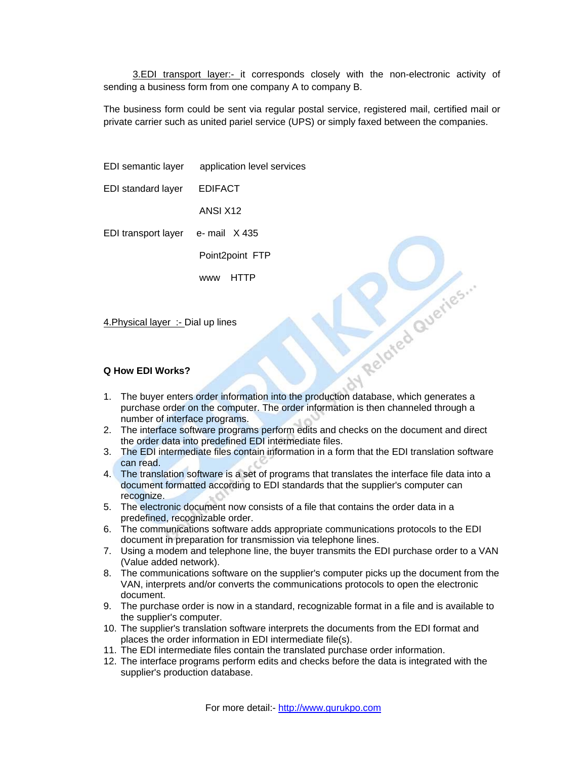3.EDI transport layer:- it corresponds closely with the non-electronic activity of sending a business form from one company A to company B.

The business form could be sent via regular postal service, registered mail, certified mail or private carrier such as united pariel service (UPS) or simply faxed between the companies.

| | | |
|---|---|---|
| EDI semantic layer | application level services | |
| EDI standard layer | EDIFACT | |
| | ANSI X12 | |
| EDI transport layer | e- mail | X 435 |
| | Point2point | FTP |
| | www | HTTP |

4.Physical layer :- Dial up lines

**Q How EDI Works?**

1. The buyer enters order information into the production database, which generates a purchase order on the computer. The order information is then channeled through a number of interface programs.
2. The interface software programs perform edits and checks on the document and direct the order data into predefined EDI intermediate files.
3. The EDI intermediate files contain information in a form that the EDI translation software can read.
4. The translation software is a set of programs that translates the interface file data into a document formatted according to EDI standards that the supplier's computer can recognize.
5. The electronic document now consists of a file that contains the order data in a predefined, recognizable order.
6. The communications software adds appropriate communications protocols to the EDI document in preparation for transmission via telephone lines.
7. Using a modem and telephone line, the buyer transmits the EDI purchase order to a VAN (Value added network).
8. The communications software on the supplier's computer picks up the document from the VAN, interprets and/or converts the communications protocols to open the electronic document.
9. The purchase order is now in a standard, recognizable format in a file and is available to the supplier's computer.
10. The supplier's translation software interprets the documents from the EDI format and places the order information in EDI intermediate file(s).
11. The EDI intermediate files contain the translated purchase order information.
12. The interface programs perform edits and checks before the data is integrated with the supplier's production database.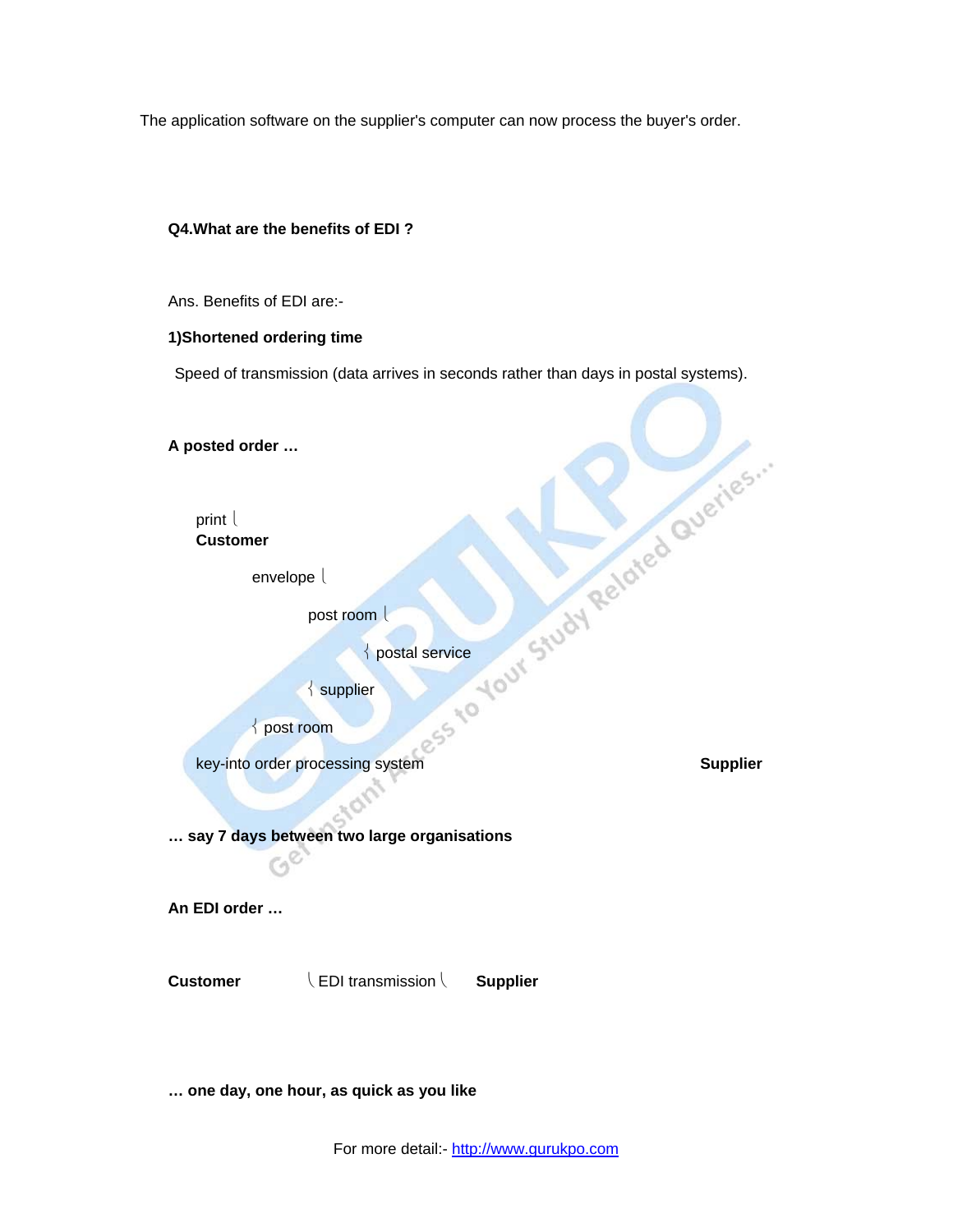The application software on the supplier's computer can now process the buyer's order.

**Q4.What are the benefits of EDI ?**

Ans. Benefits of EDI are:-

**1)Shortened ordering time**

Speed of transmission (data arrives in seconds rather than days in postal systems).

**A posted order …**

print ⎝
**Customer**

envelope ⎝

post room ⎝

⎨ postal service

⎨ supplier

⎨ post room

key-into order processing system **Supplier**

**… say 7 days between two large organisations**

**An EDI order …**

**Customer** ⎝ EDI transmission ⎝ **Supplier**

**… one day, one hour, as quick as you like**

For more detail:- http://www.gurukpo.com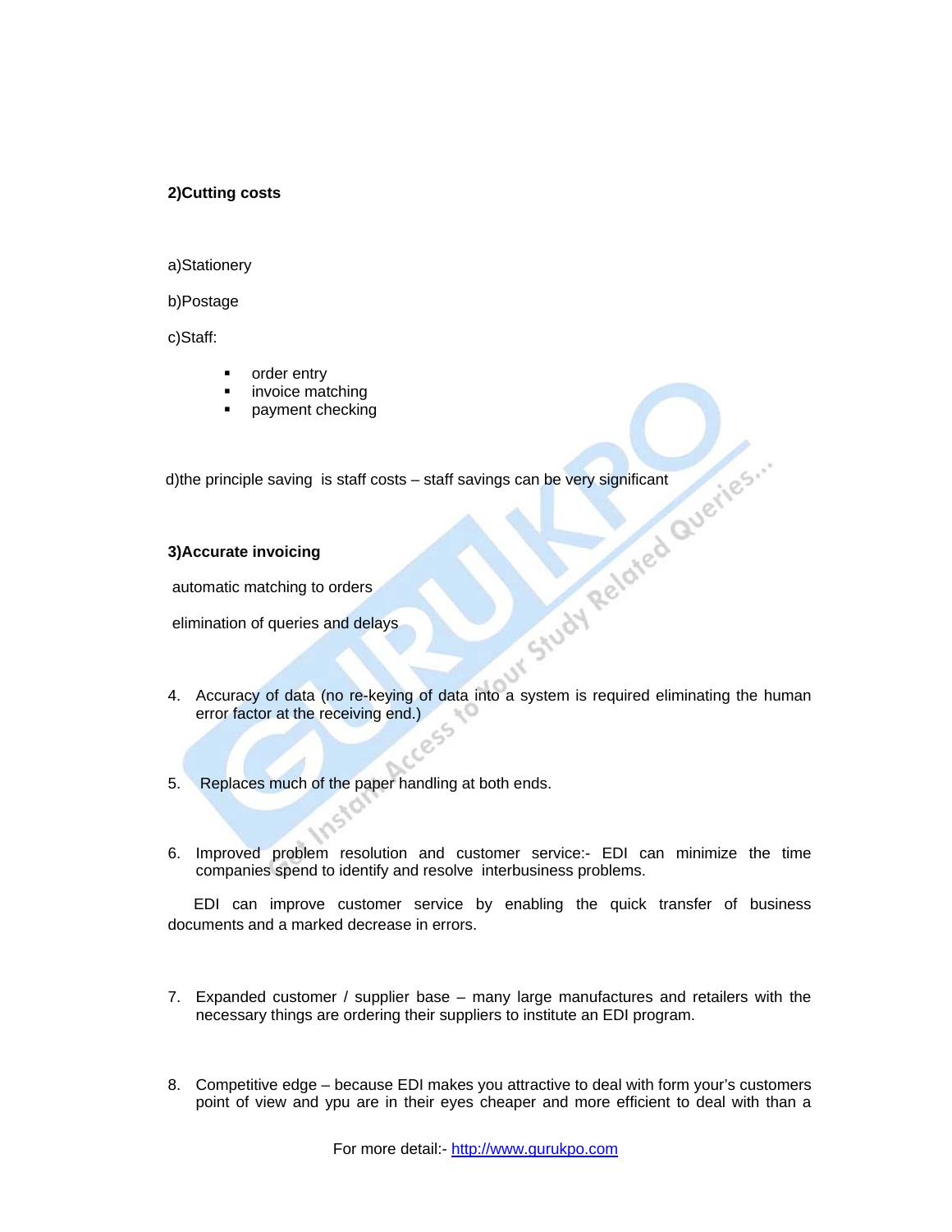**2)Cutting costs**

a)Stationery

b)Postage

c)Staff:

- order entry
- invoice matching
- payment checking

d)the principle saving is staff costs – staff savings can be very significant

**3)Accurate invoicing**

automatic matching to orders

elimination of queries and delays

4. Accuracy of data (no re-keying of data into a system is required eliminating the human error factor at the receiving end.)

5. Replaces much of the paper handling at both ends.

6. Improved problem resolution and customer service:- EDI can minimize the time companies spend to identify and resolve interbusiness problems.

EDI can improve customer service by enabling the quick transfer of business documents and a marked decrease in errors.

7. Expanded customer / supplier base – many large manufactures and retailers with the necessary things are ordering their suppliers to institute an EDI program.

8. Competitive edge – because EDI makes you attractive to deal with form your's customers point of view and ypu are in their eyes cheaper and more efficient to deal with than a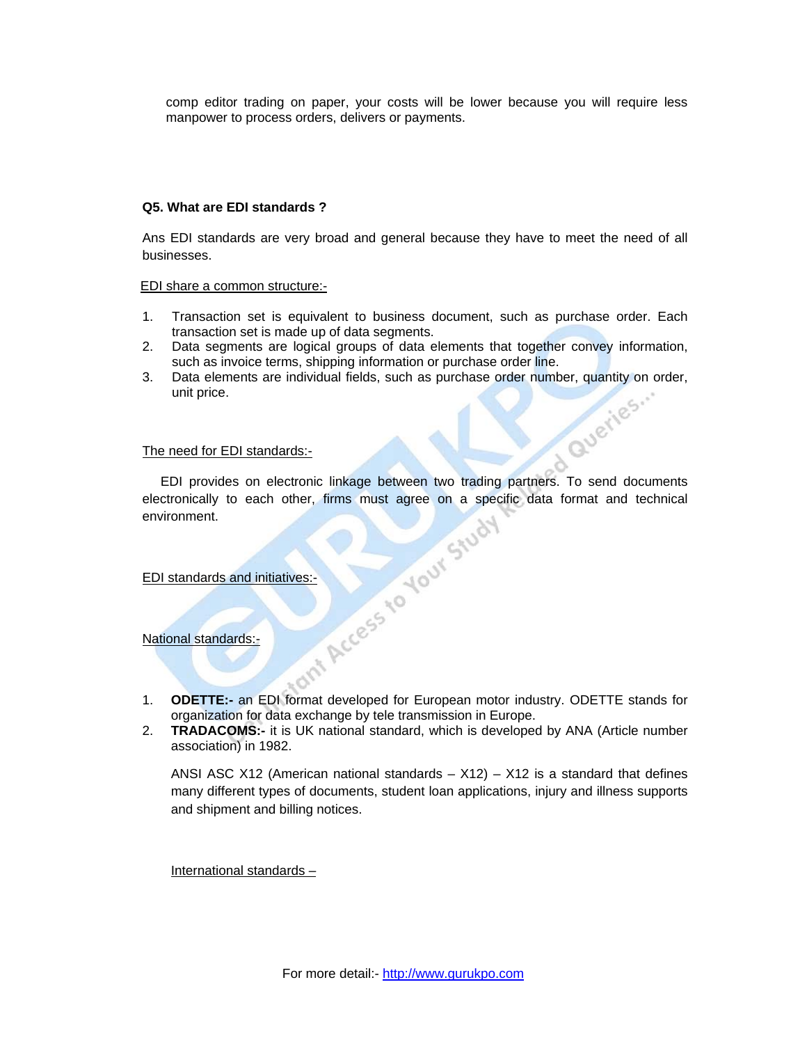comp editor trading on paper, your costs will be lower because you will require less manpower to process orders, delivers or payments.

**Q5. What are EDI standards ?**

Ans EDI standards are very broad and general because they have to meet the need of all businesses.

EDI share a common structure:-

1. Transaction set is equivalent to business document, such as purchase order. Each transaction set is made up of data segments.
2. Data segments are logical groups of data elements that together convey information, such as invoice terms, shipping information or purchase order line.
3. Data elements are individual fields, such as purchase order number, quantity on order, unit price.

The need for EDI standards:-

EDI provides on electronic linkage between two trading partners. To send documents electronically to each other, firms must agree on a specific data format and technical environment.

EDI standards and initiatives:-

National standards:-

1. **ODETTE:-** an EDI format developed for European motor industry. ODETTE stands for organization for data exchange by tele transmission in Europe.
2. **TRADACOMS:-** it is UK national standard, which is developed by ANA (Article number association) in 1982.

   ANSI ASC X12 (American national standards – X12) – X12 is a standard that defines many different types of documents, student loan applications, injury and illness supports and shipment and billing notices.

   International standards –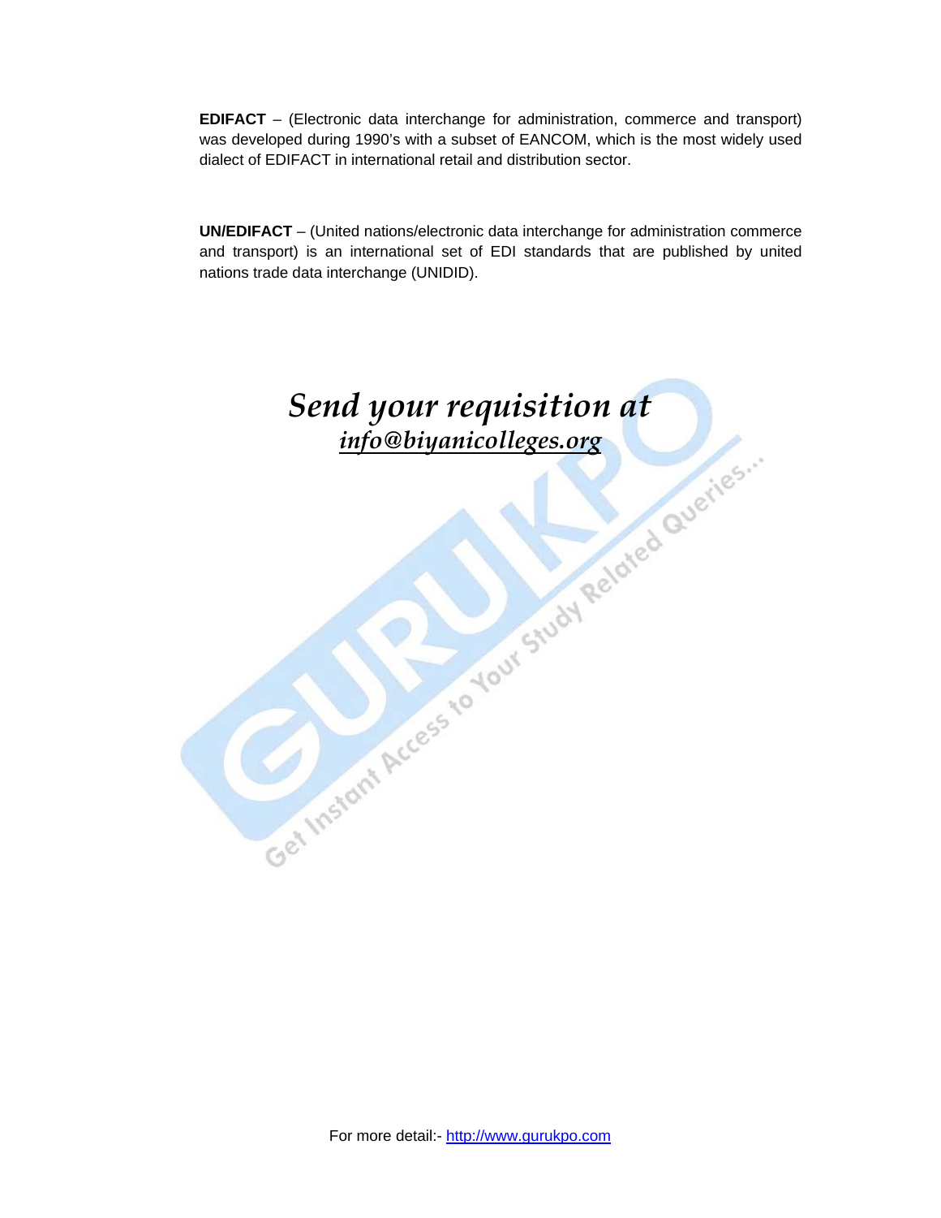**EDIFACT** – (Electronic data interchange for administration, commerce and transport) was developed during 1990's with a subset of EANCOM, which is the most widely used dialect of EDIFACT in international retail and distribution sector.

**UN/EDIFACT** – (United nations/electronic data interchange for administration commerce and transport) is an international set of EDI standards that are published by united nations trade data interchange (UNIDID).

***Send your requisition at***

***info@biyanicolleges.org***